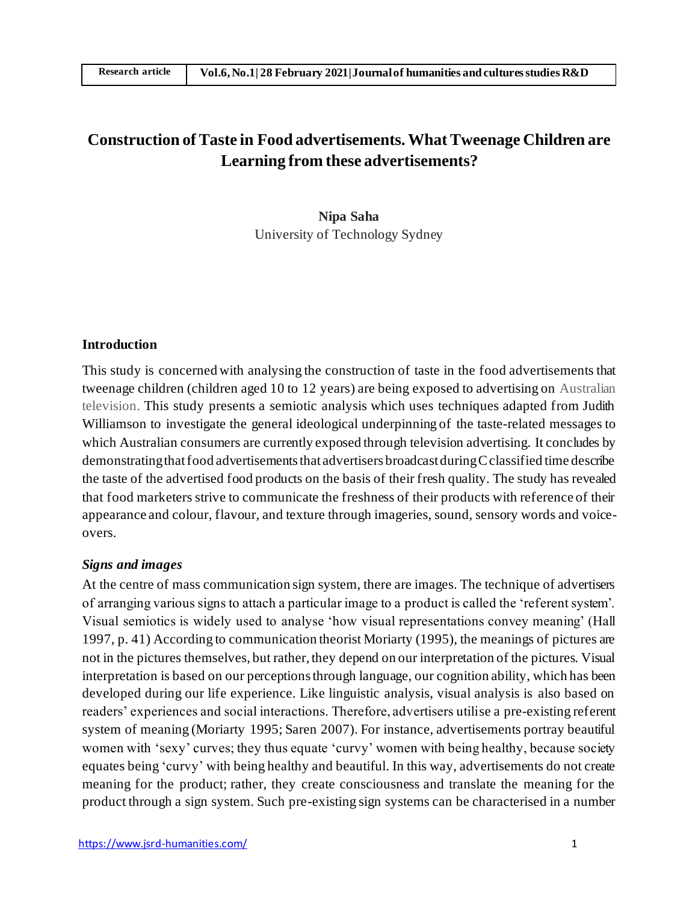# Construction of Taste in Food advertisements. What Tweenage Children are Learning from these advertisements?

**Nipa Saha**
University of Technology Sydney

## Introduction

This study is concerned with analysing the construction of taste in the food advertisements that tweenage children (children aged 10 to 12 years) are being exposed to advertising on Australian television. This study presents a semiotic analysis which uses techniques adapted from Judith Williamson to investigate the general ideological underpinning of the taste-related messages to which Australian consumers are currently exposed through television advertising. It concludes by demonstrating that food advertisements that advertisers broadcast during C classified time describe the taste of the advertised food products on the basis of their fresh quality. The study has revealed that food marketers strive to communicate the freshness of their products with reference of their appearance and colour, flavour, and texture through imageries, sound, sensory words and voice-overs.

### *Signs and images*

At the centre of mass communication sign system, there are images. The technique of advertisers of arranging various signs to attach a particular image to a product is called the 'referent system'. Visual semiotics is widely used to analyse 'how visual representations convey meaning' (Hall 1997, p. 41) According to communication theorist Moriarty (1995), the meanings of pictures are not in the pictures themselves, but rather, they depend on our interpretation of the pictures. Visual interpretation is based on our perceptions through language, our cognition ability, which has been developed during our life experience. Like linguistic analysis, visual analysis is also based on readers' experiences and social interactions. Therefore, advertisers utilise a pre-existing referent system of meaning (Moriarty 1995; Saren 2007). For instance, advertisements portray beautiful women with 'sexy' curves; they thus equate 'curvy' women with being healthy, because society equates being 'curvy' with being healthy and beautiful. In this way, advertisements do not create meaning for the product; rather, they create consciousness and translate the meaning for the product through a sign system. Such pre-existing sign systems can be characterised in a number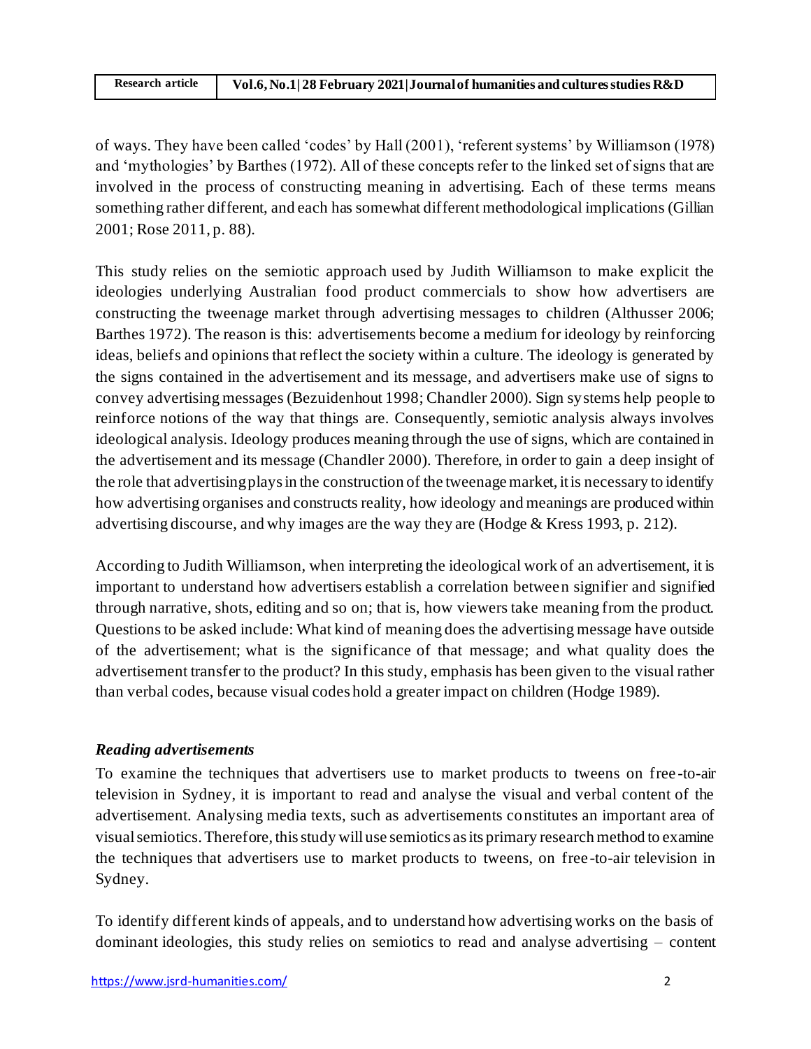of ways. They have been called 'codes' by Hall (2001), 'referent systems' by Williamson (1978) and 'mythologies' by Barthes (1972). All of these concepts refer to the linked set of signs that are involved in the process of constructing meaning in advertising. Each of these terms means something rather different, and each has somewhat different methodological implications (Gillian 2001; Rose 2011, p. 88).

This study relies on the semiotic approach used by Judith Williamson to make explicit the ideologies underlying Australian food product commercials to show how advertisers are constructing the tweenage market through advertising messages to children (Althusser 2006; Barthes 1972). The reason is this: advertisements become a medium for ideology by reinforcing ideas, beliefs and opinions that reflect the society within a culture. The ideology is generated by the signs contained in the advertisement and its message, and advertisers make use of signs to convey advertising messages (Bezuidenhout 1998; Chandler 2000). Sign systems help people to reinforce notions of the way that things are. Consequently, semiotic analysis always involves ideological analysis. Ideology produces meaning through the use of signs, which are contained in the advertisement and its message (Chandler 2000). Therefore, in order to gain a deep insight of the role that advertising plays in the construction of the tweenage market, it is necessary to identify how advertising organises and constructs reality, how ideology and meanings are produced within advertising discourse, and why images are the way they are (Hodge & Kress 1993, p. 212).

According to Judith Williamson, when interpreting the ideological work of an advertisement, it is important to understand how advertisers establish a correlation between signifier and signified through narrative, shots, editing and so on; that is, how viewers take meaning from the product. Questions to be asked include: What kind of meaning does the advertising message have outside of the advertisement; what is the significance of that message; and what quality does the advertisement transfer to the product? In this study, emphasis has been given to the visual rather than verbal codes, because visual codes hold a greater impact on children (Hodge 1989).

### *Reading advertisements*

To examine the techniques that advertisers use to market products to tweens on free-to-air television in Sydney, it is important to read and analyse the visual and verbal content of the advertisement. Analysing media texts, such as advertisements constitutes an important area of visual semiotics. Therefore, this study will use semiotics as its primary research method to examine the techniques that advertisers use to market products to tweens, on free-to-air television in Sydney.

To identify different kinds of appeals, and to understand how advertising works on the basis of dominant ideologies, this study relies on semiotics to read and analyse advertising – content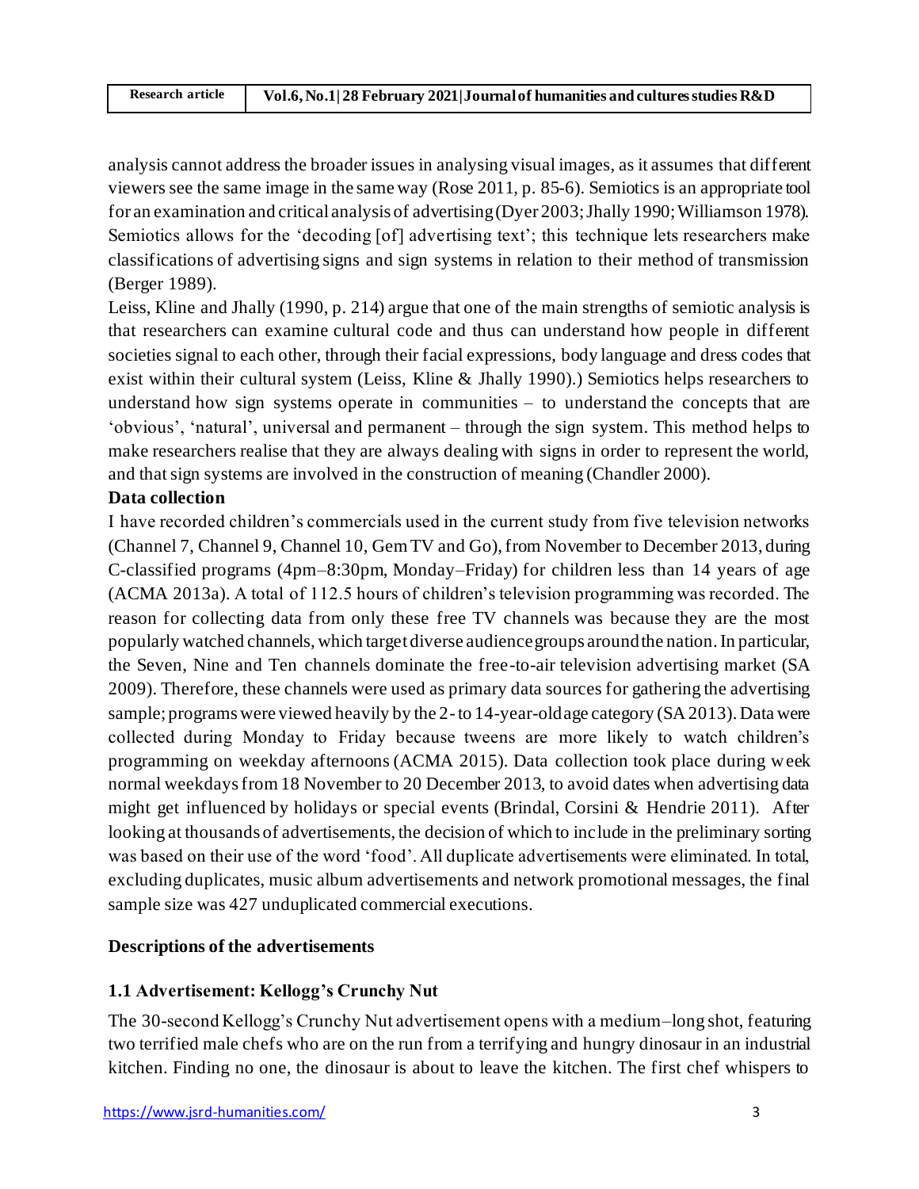analysis cannot address the broader issues in analysing visual images, as it assumes that different viewers see the same image in the same way (Rose 2011, p. 85-6). Semiotics is an appropriate tool for an examination and critical analysis of advertising (Dyer 2003; Jhally 1990; Williamson 1978). Semiotics allows for the 'decoding [of] advertising text'; this technique lets researchers make classifications of advertising signs and sign systems in relation to their method of transmission (Berger 1989).

Leiss, Kline and Jhally (1990, p. 214) argue that one of the main strengths of semiotic analysis is that researchers can examine cultural code and thus can understand how people in different societies signal to each other, through their facial expressions, body language and dress codes that exist within their cultural system (Leiss, Kline & Jhally 1990).) Semiotics helps researchers to understand how sign systems operate in communities – to understand the concepts that are 'obvious', 'natural', universal and permanent – through the sign system. This method helps to make researchers realise that they are always dealing with signs in order to represent the world, and that sign systems are involved in the construction of meaning (Chandler 2000).

**Data collection**

I have recorded children's commercials used in the current study from five television networks (Channel 7, Channel 9, Channel 10, Gem TV and Go), from November to December 2013, during C-classified programs (4pm–8:30pm, Monday–Friday) for children less than 14 years of age (ACMA 2013a). A total of 112.5 hours of children's television programming was recorded. The reason for collecting data from only these free TV channels was because they are the most popularly watched channels, which target diverse audience groups around the nation. In particular, the Seven, Nine and Ten channels dominate the free-to-air television advertising market (SA 2009). Therefore, these channels were used as primary data sources for gathering the advertising sample; programs were viewed heavily by the 2- to 14-year-old age category (SA 2013). Data were collected during Monday to Friday because tweens are more likely to watch children's programming on weekday afternoons (ACMA 2015). Data collection took place during week normal weekdays from 18 November to 20 December 2013, to avoid dates when advertising data might get influenced by holidays or special events (Brindal, Corsini & Hendrie 2011). After looking at thousands of advertisements, the decision of which to include in the preliminary sorting was based on their use of the word 'food'. All duplicate advertisements were eliminated. In total, excluding duplicates, music album advertisements and network promotional messages, the final sample size was 427 unduplicated commercial executions.

**Descriptions of the advertisements**

**1.1 Advertisement: Kellogg's Crunchy Nut**

The 30-second Kellogg's Crunchy Nut advertisement opens with a medium–long shot, featuring two terrified male chefs who are on the run from a terrifying and hungry dinosaur in an industrial kitchen. Finding no one, the dinosaur is about to leave the kitchen. The first chef whispers to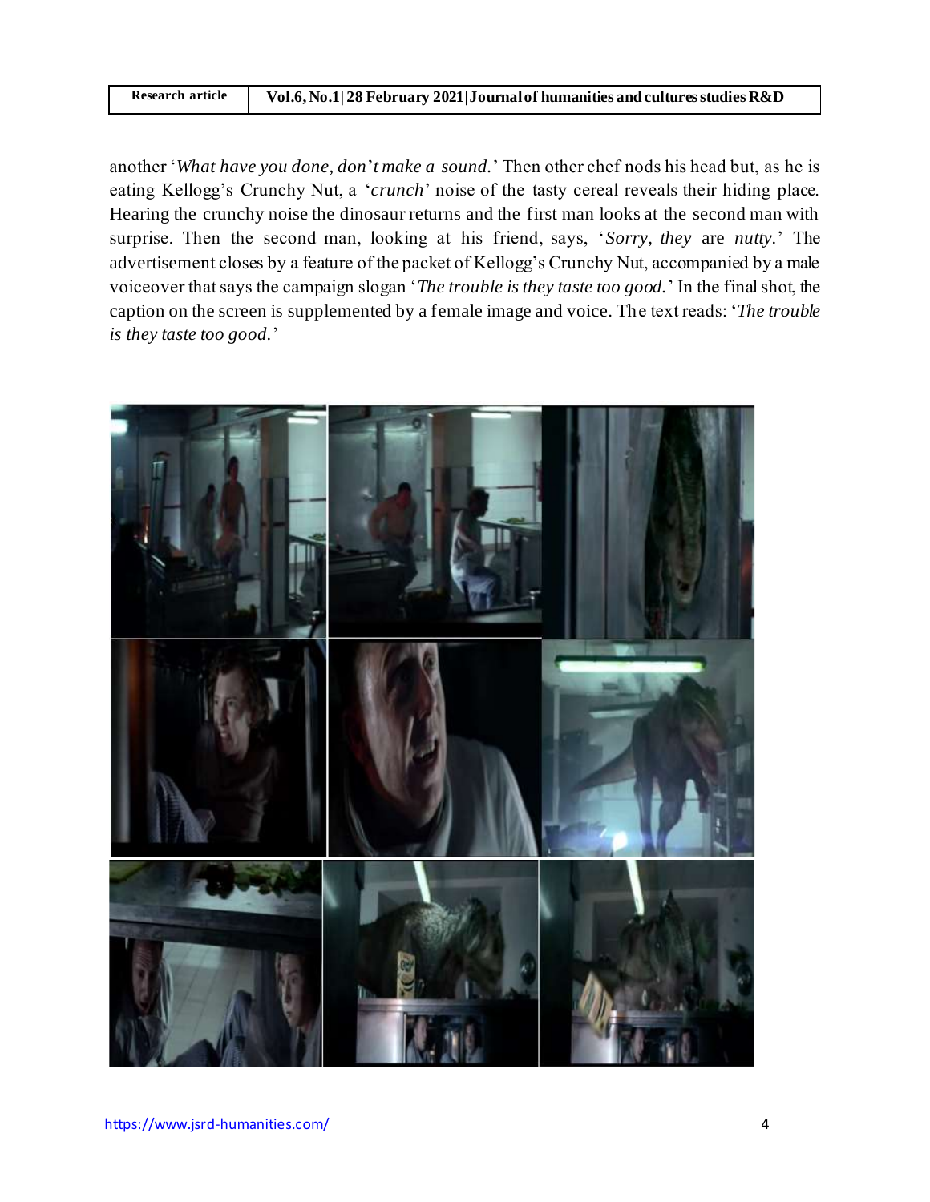another '*What have you done, don't make a sound.*' Then other chef nods his head but, as he is eating Kellogg's Crunchy Nut, a '*crunch*' noise of the tasty cereal reveals their hiding place. Hearing the crunchy noise the dinosaur returns and the first man looks at the second man with surprise. Then the second man, looking at his friend, says, '*Sorry, they* are *nutty.*' The advertisement closes by a feature of the packet of Kellogg's Crunchy Nut, accompanied by a male voiceover that says the campaign slogan '*The trouble is they taste too good.*' In the final shot, the caption on the screen is supplemented by a female image and voice. The text reads: '*The trouble is they taste too good.*'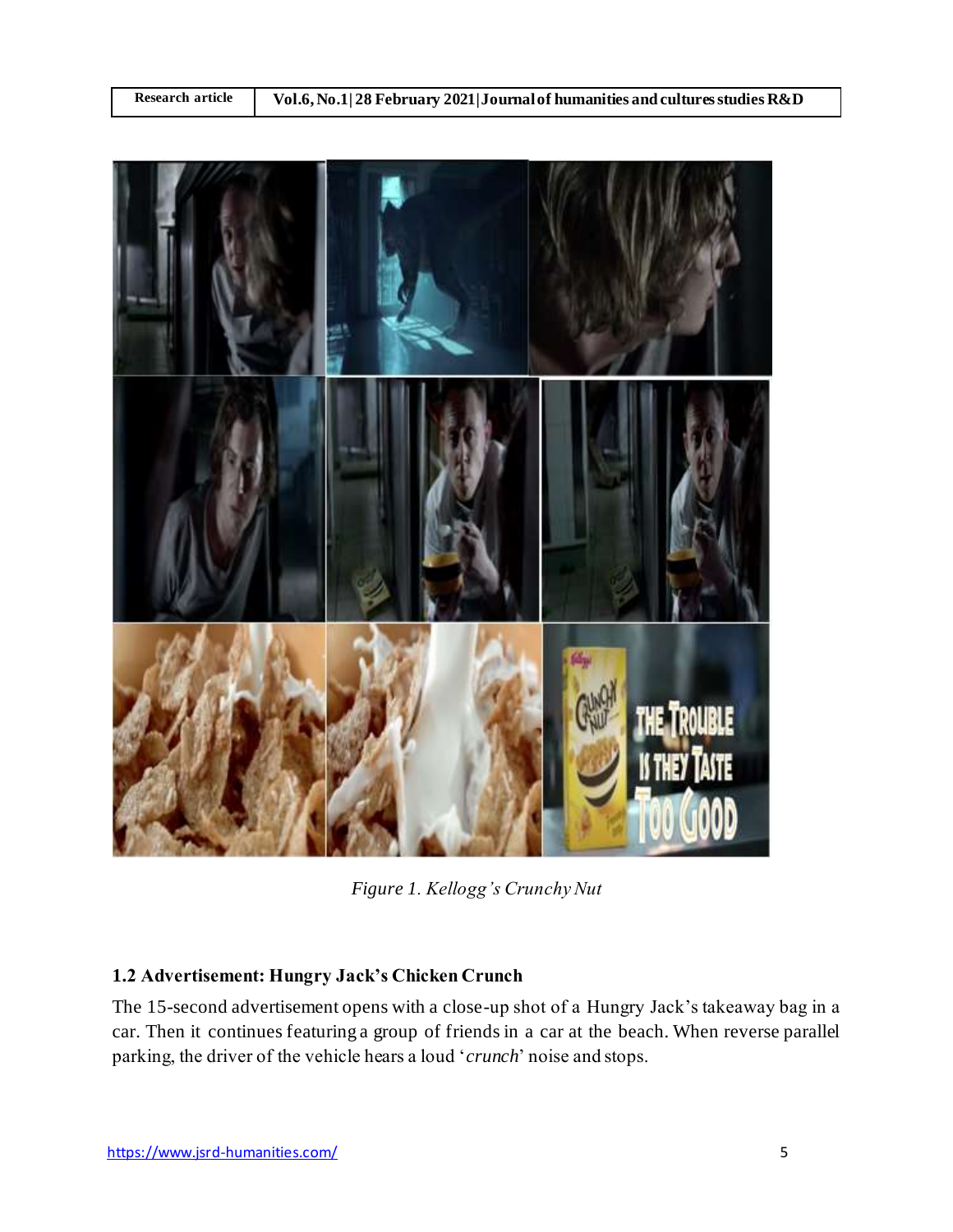*Figure 1. Kellogg's Crunchy Nut*

### 1.2 Advertisement: Hungry Jack's Chicken Crunch

The 15-second advertisement opens with a close-up shot of a Hungry Jack's takeaway bag in a car. Then it continues featuring a group of friends in a car at the beach. When reverse parallel parking, the driver of the vehicle hears a loud '*crunch*' noise and stops.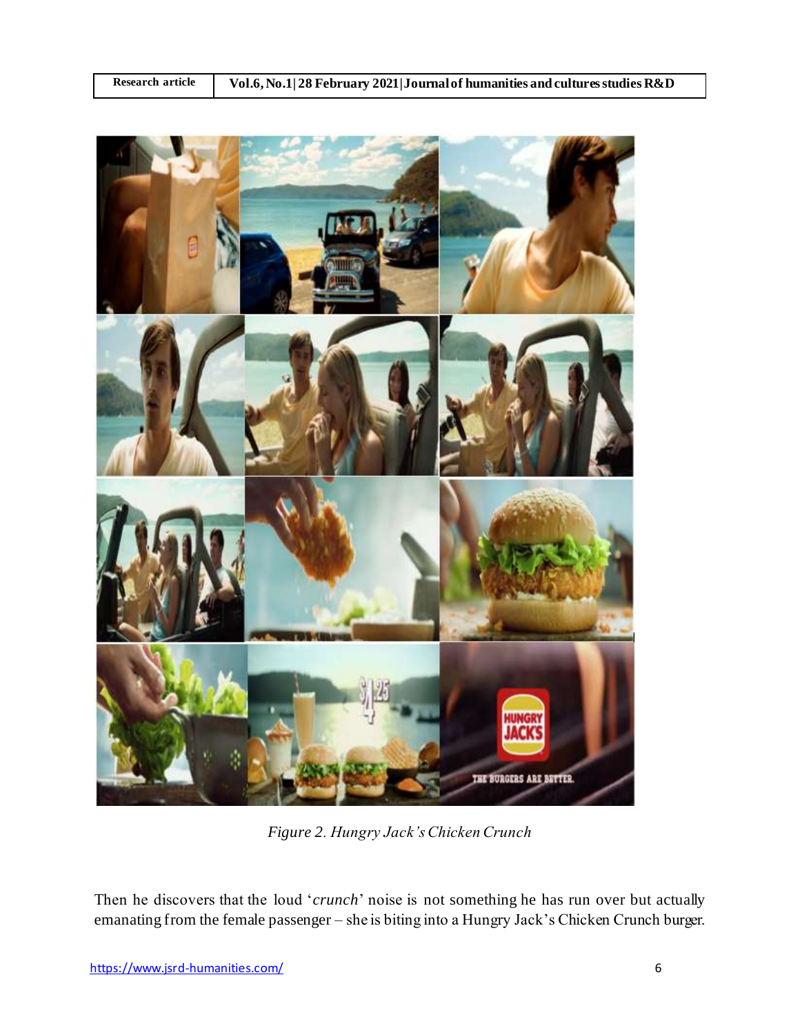*Figure 2. Hungry Jack's Chicken Crunch*

Then he discovers that the loud '*crunch*' noise is not something he has run over but actually emanating from the female passenger – she is biting into a Hungry Jack's Chicken Crunch burger.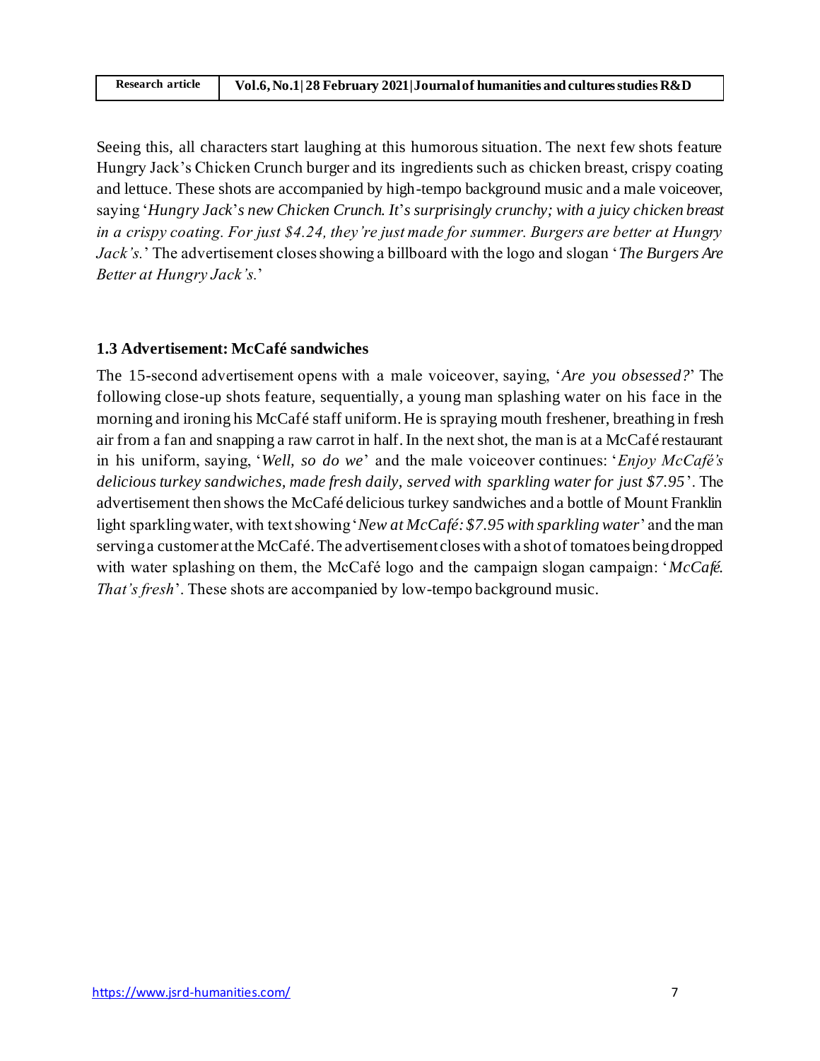Seeing this, all characters start laughing at this humorous situation. The next few shots feature Hungry Jack's Chicken Crunch burger and its ingredients such as chicken breast, crispy coating and lettuce. These shots are accompanied by high-tempo background music and a male voiceover, saying '*Hungry Jack's new Chicken Crunch. It's surprisingly crunchy; with a juicy chicken breast in a crispy coating. For just $4.24, they're just made for summer. Burgers are better at Hungry Jack's.*' The advertisement closes showing a billboard with the logo and slogan '*The Burgers Are Better at Hungry Jack's.*'

### 1.3 Advertisement: McCafé sandwiches

The 15-second advertisement opens with a male voiceover, saying, '*Are you obsessed?*' The following close-up shots feature, sequentially, a young man splashing water on his face in the morning and ironing his McCafé staff uniform. He is spraying mouth freshener, breathing in fresh air from a fan and snapping a raw carrot in half. In the next shot, the man is at a McCafé restaurant in his uniform, saying, '*Well, so do we*' and the male voiceover continues: '*Enjoy McCafé's delicious turkey sandwiches, made fresh daily, served with sparkling water for just $7.95*'. The advertisement then shows the McCafé delicious turkey sandwiches and a bottle of Mount Franklin light sparkling water, with text showing '*New at McCafé: $7.95 with sparkling water*' and the man serving a customer at the McCafé. The advertisement closes with a shot of tomatoes being dropped with water splashing on them, the McCafé logo and the campaign slogan campaign: '*McCafé. That's fresh*'. These shots are accompanied by low-tempo background music.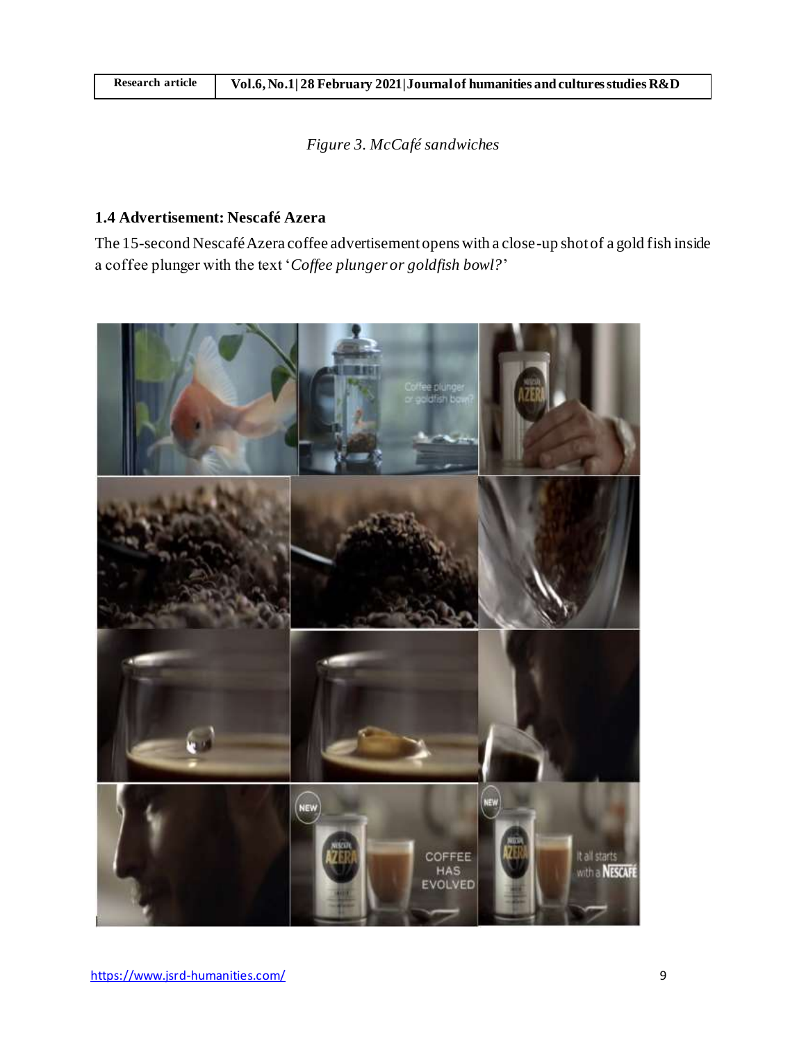*Figure 3. McCafé sandwiches*

### 1.4 Advertisement: Nescafé Azera

The 15-second Nescafé Azera coffee advertisement opens with a close-up shot of a gold fish inside a coffee plunger with the text '*Coffee plunger or goldfish bowl?*'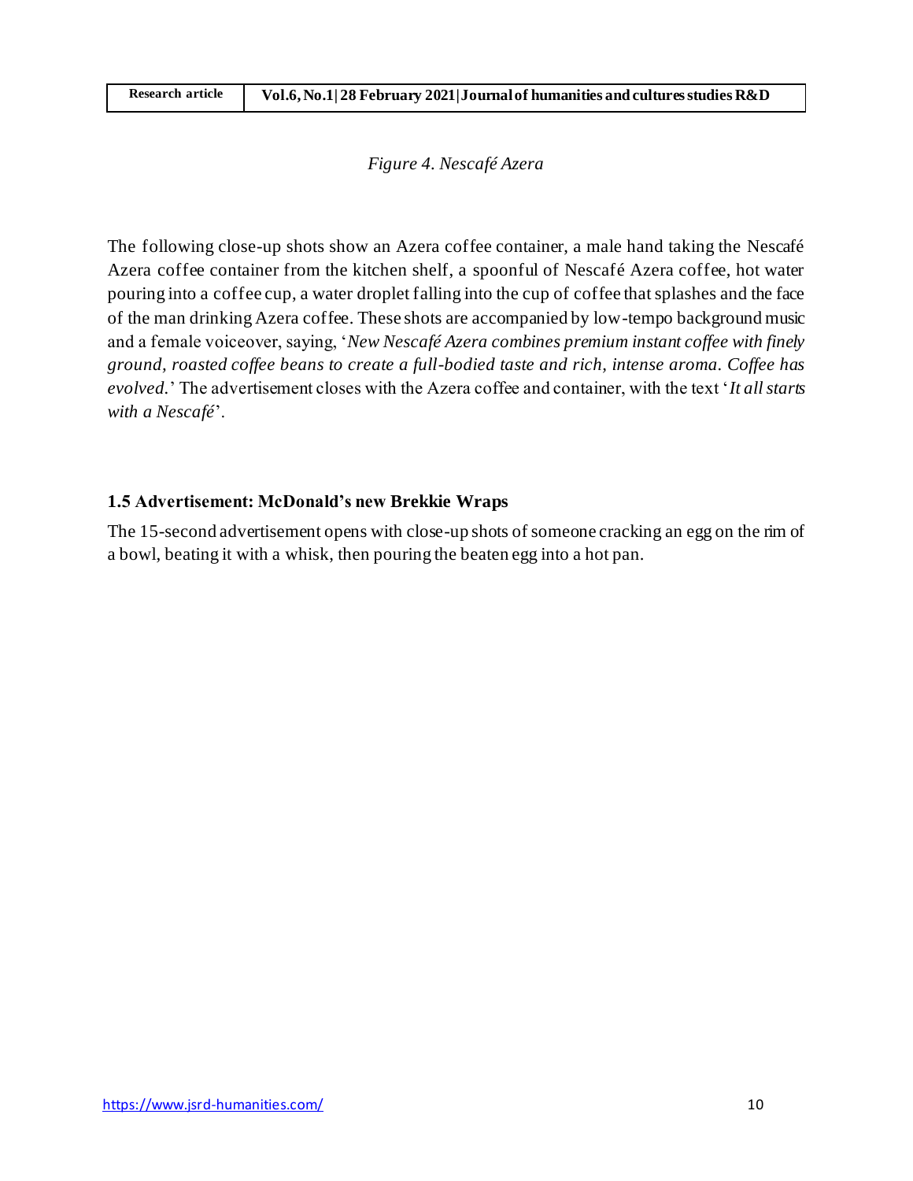*Figure 4. Nescafé Azera*

The following close-up shots show an Azera coffee container, a male hand taking the Nescafé Azera coffee container from the kitchen shelf, a spoonful of Nescafé Azera coffee, hot water pouring into a coffee cup, a water droplet falling into the cup of coffee that splashes and the face of the man drinking Azera coffee. These shots are accompanied by low-tempo background music and a female voiceover, saying, '*New Nescafé Azera combines premium instant coffee with finely ground, roasted coffee beans to create a full-bodied taste and rich, intense aroma. Coffee has evolved.*' The advertisement closes with the Azera coffee and container, with the text '*It all starts with a Nescafé*'.

### 1.5 Advertisement: McDonald's new Brekkie Wraps

The 15-second advertisement opens with close-up shots of someone cracking an egg on the rim of a bowl, beating it with a whisk, then pouring the beaten egg into a hot pan.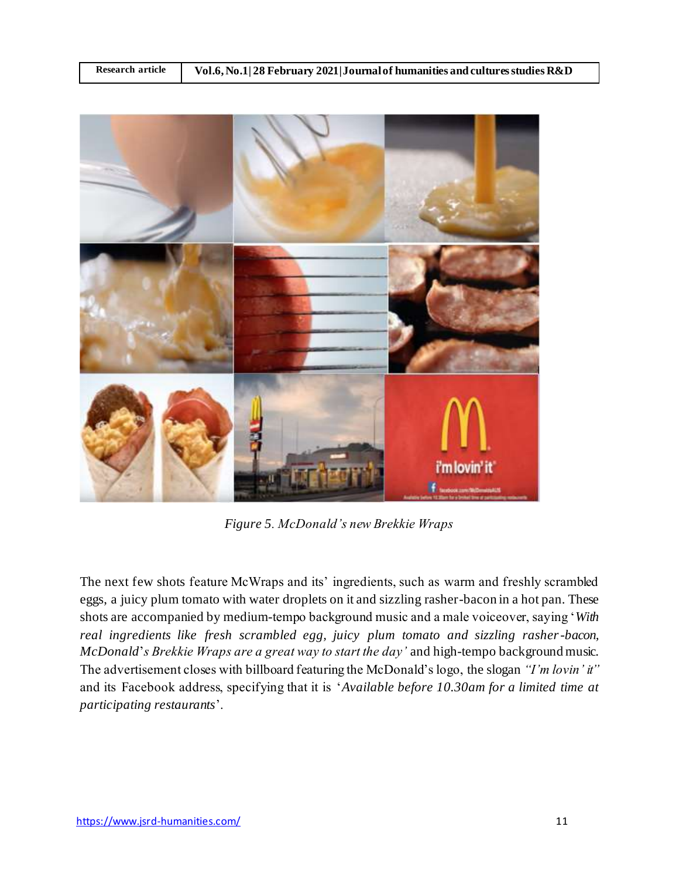*Figure 5. McDonald's new Brekkie Wraps*

The next few shots feature McWraps and its' ingredients, such as warm and freshly scrambled eggs, a juicy plum tomato with water droplets on it and sizzling rasher-bacon in a hot pan. These shots are accompanied by medium-tempo background music and a male voiceover, saying '*With real ingredients like fresh scrambled egg, juicy plum tomato and sizzling rasher-bacon, McDonald's Brekkie Wraps are a great way to start the day'* and high-tempo background music. The advertisement closes with billboard featuring the McDonald's logo, the slogan *"I'm lovin' it"* and its Facebook address, specifying that it is '*Available before 10.30am for a limited time at participating restaurants*'.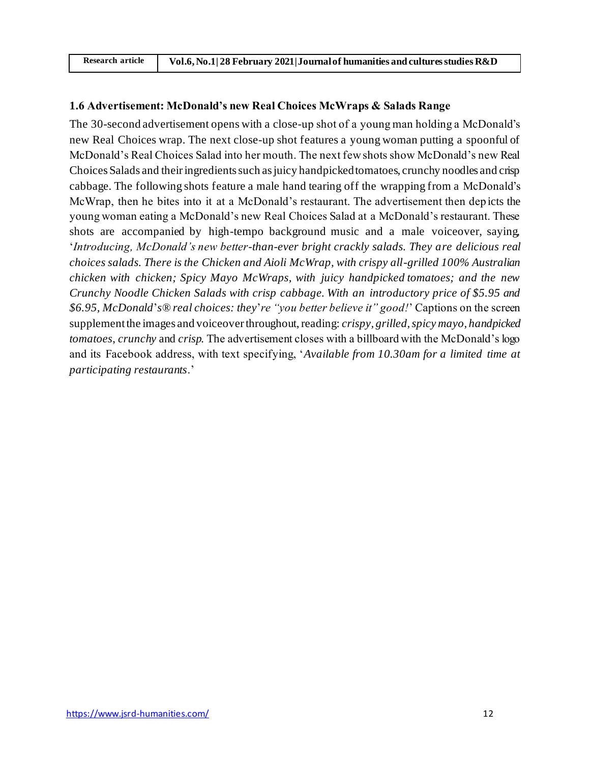### 1.6 Advertisement: McDonald's new Real Choices McWraps & Salads Range

The 30-second advertisement opens with a close-up shot of a young man holding a McDonald's new Real Choices wrap. The next close-up shot features a young woman putting a spoonful of McDonald's Real Choices Salad into her mouth. The next few shots show McDonald's new Real Choices Salads and their ingredients such as juicy handpicked tomatoes, crunchy noodles and crisp cabbage. The following shots feature a male hand tearing off the wrapping from a McDonald's McWrap, then he bites into it at a McDonald's restaurant. The advertisement then depicts the young woman eating a McDonald's new Real Choices Salad at a McDonald's restaurant. These shots are accompanied by high-tempo background music and a male voiceover, saying, '*Introducing, McDonald's new better-than-ever bright crackly salads. They are delicious real choices salads. There is the Chicken and Aioli McWrap, with crispy all-grilled 100% Australian chicken with chicken; Spicy Mayo McWraps, with juicy handpicked tomatoes; and the new Crunchy Noodle Chicken Salads with crisp cabbage. With an introductory price of $5.95 and $6.95, McDonald's® real choices: they're "you better believe it" good!*' Captions on the screen supplement the images and voiceover throughout, reading: *crispy*, *grilled*, *spicy mayo*, *handpicked tomatoes*, *crunchy* and *crisp*. The advertisement closes with a billboard with the McDonald's logo and its Facebook address, with text specifying, '*Available from 10.30am for a limited time at participating restaurants*.'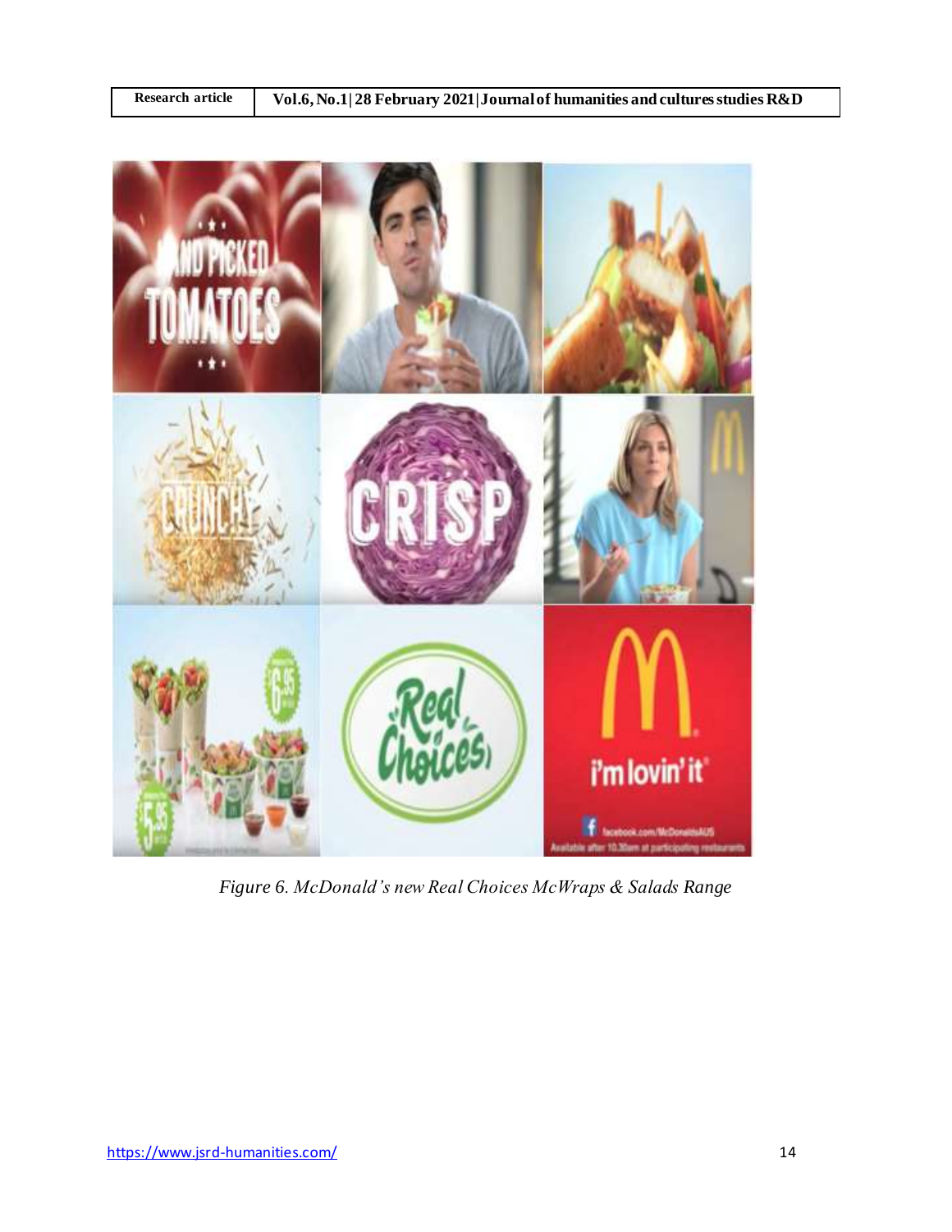*Figure 6. McDonald's new Real Choices McWraps & Salads Range*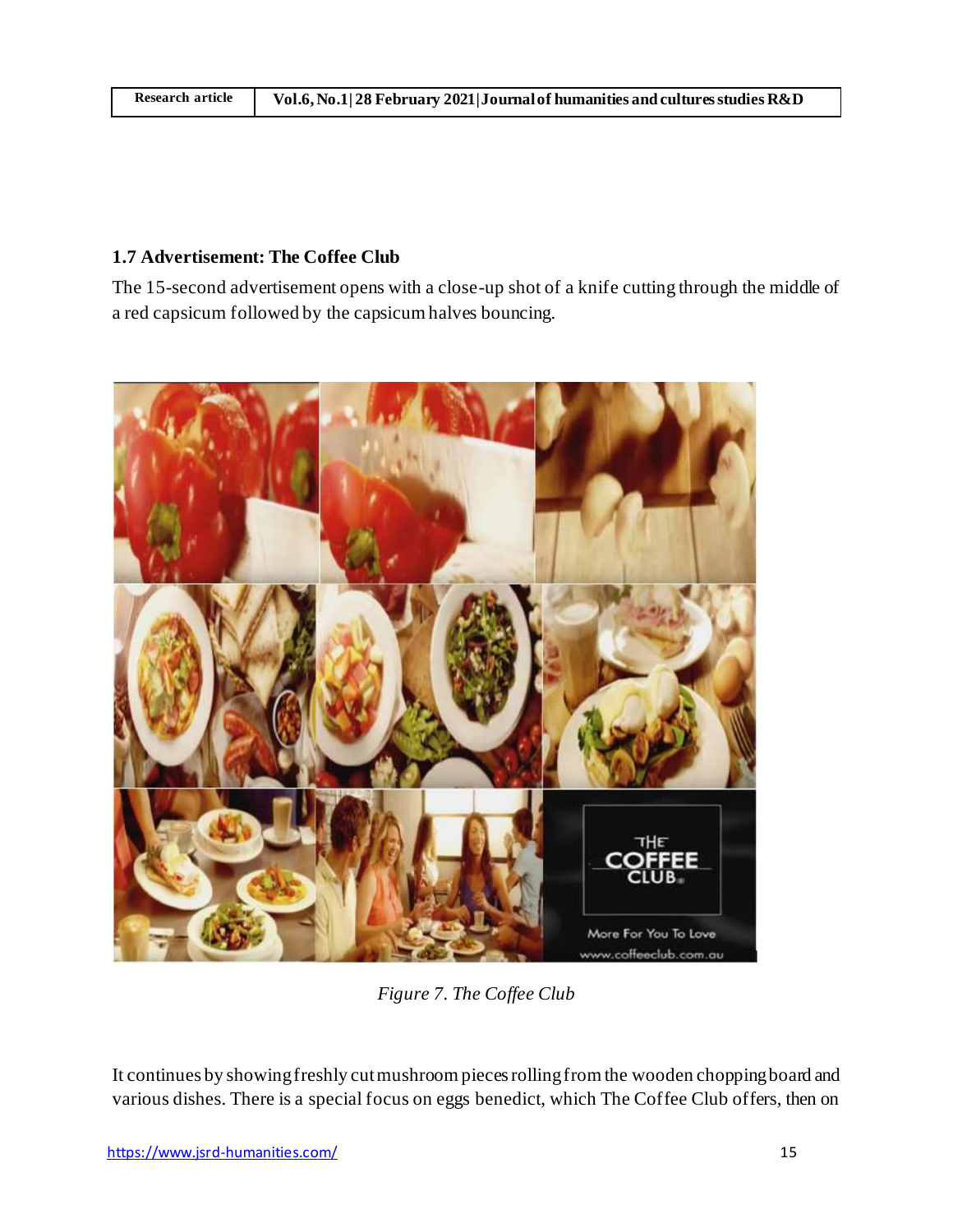### 1.7 Advertisement: The Coffee Club

The 15-second advertisement opens with a close-up shot of a knife cutting through the middle of a red capsicum followed by the capsicum halves bouncing.

*Figure 7. The Coffee Club*

It continues by showing freshly cut mushroom pieces rolling from the wooden chopping board and various dishes. There is a special focus on eggs benedict, which The Coffee Club offers, then on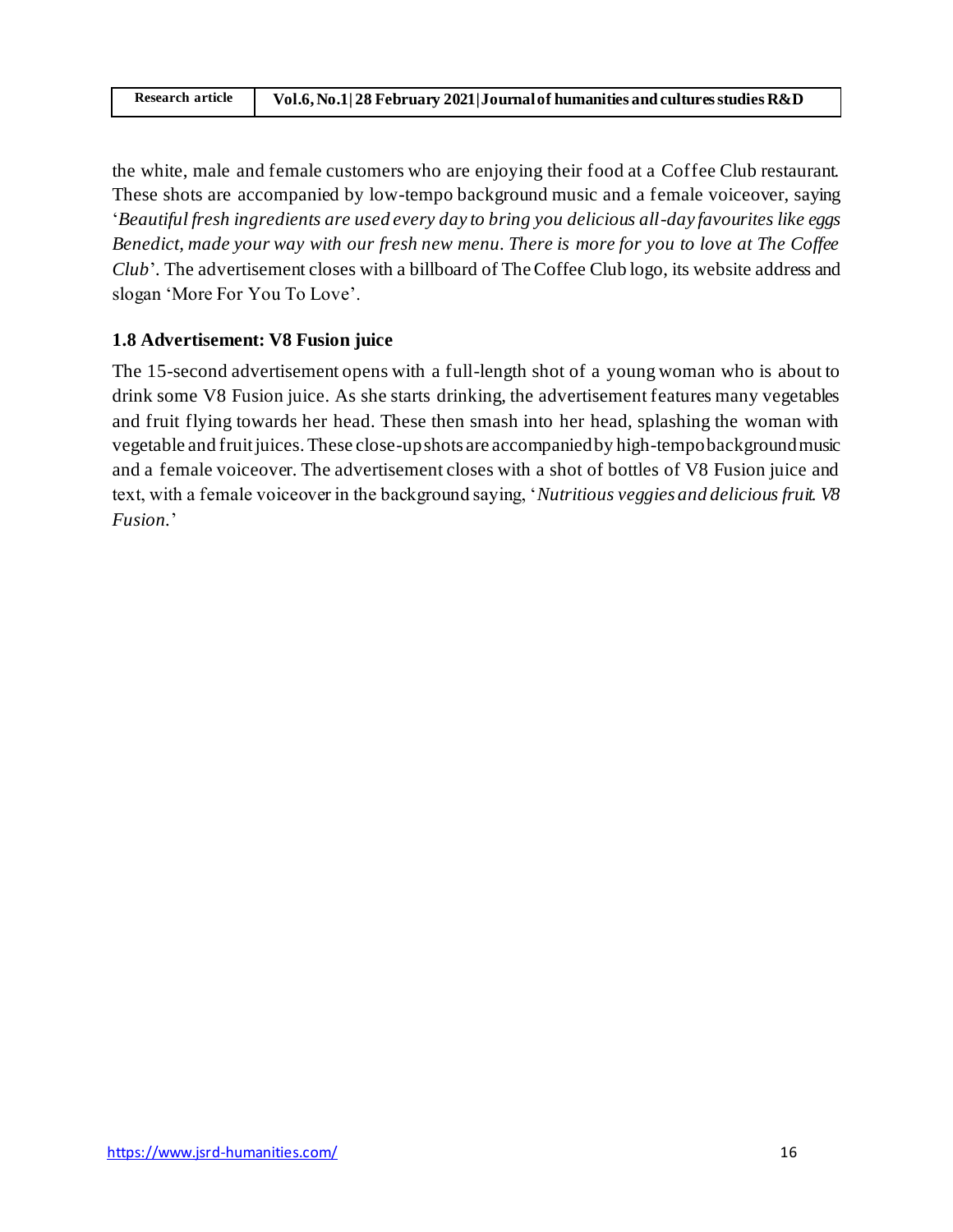the white, male and female customers who are enjoying their food at a Coffee Club restaurant. These shots are accompanied by low-tempo background music and a female voiceover, saying '*Beautiful fresh ingredients are used every day to bring you delicious all-day favourites like eggs Benedict, made your way with our fresh new menu. There is more for you to love at The Coffee Club*'. The advertisement closes with a billboard of The Coffee Club logo, its website address and slogan 'More For You To Love'.

### 1.8 Advertisement: V8 Fusion juice

The 15-second advertisement opens with a full-length shot of a young woman who is about to drink some V8 Fusion juice. As she starts drinking, the advertisement features many vegetables and fruit flying towards her head. These then smash into her head, splashing the woman with vegetable and fruit juices. These close-up shots are accompanied by high-tempo background music and a female voiceover. The advertisement closes with a shot of bottles of V8 Fusion juice and text, with a female voiceover in the background saying, '*Nutritious veggies and delicious fruit. V8 Fusion.*'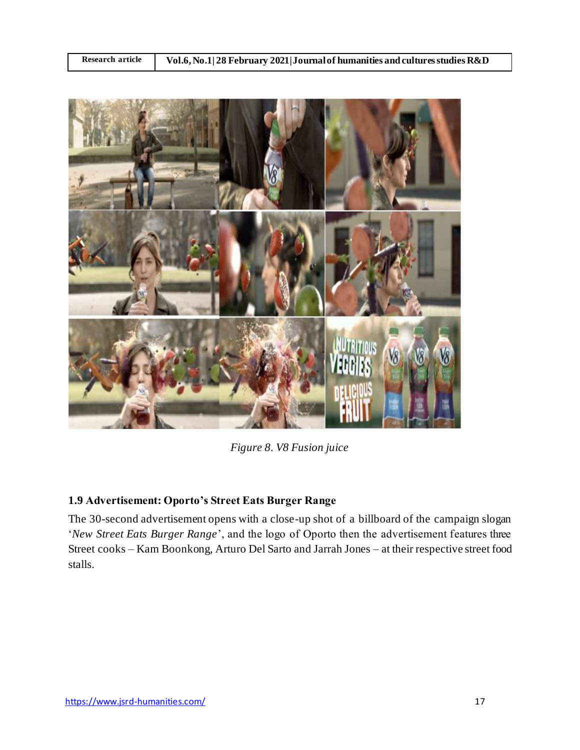*Figure 8. V8 Fusion juice*

### 1.9 Advertisement: Oporto's Street Eats Burger Range

The 30-second advertisement opens with a close-up shot of a billboard of the campaign slogan '*New Street Eats Burger Range*', and the logo of Oporto then the advertisement features three Street cooks – Kam Boonkong, Arturo Del Sarto and Jarrah Jones – at their respective street food stalls.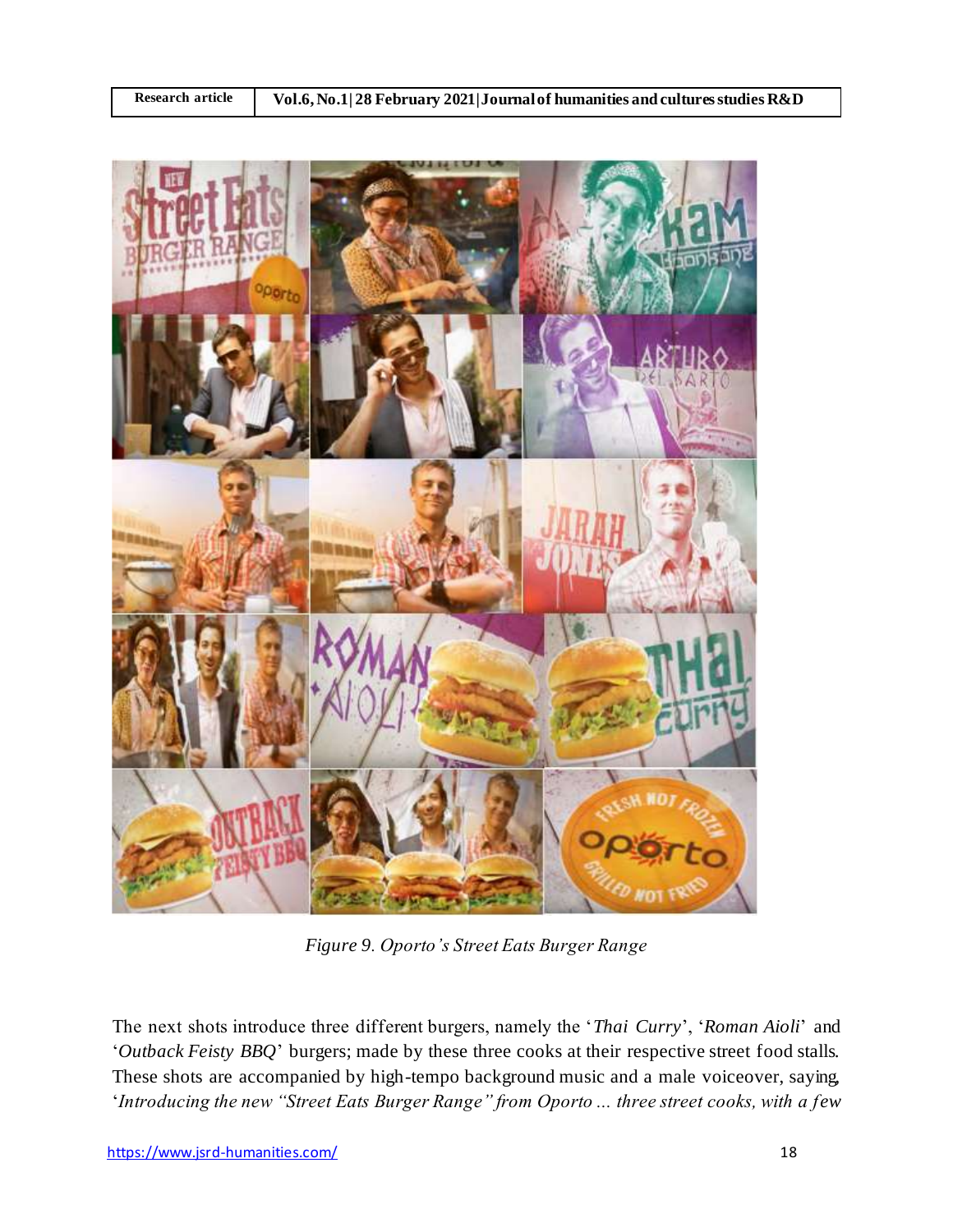*Figure 9. Oporto's Street Eats Burger Range*

The next shots introduce three different burgers, namely the '*Thai Curry*', '*Roman Aioli*' and '*Outback Feisty BBQ*' burgers; made by these three cooks at their respective street food stalls. These shots are accompanied by high-tempo background music and a male voiceover, saying, '*Introducing the new "Street Eats Burger Range" from Oporto ... three street cooks, with a few*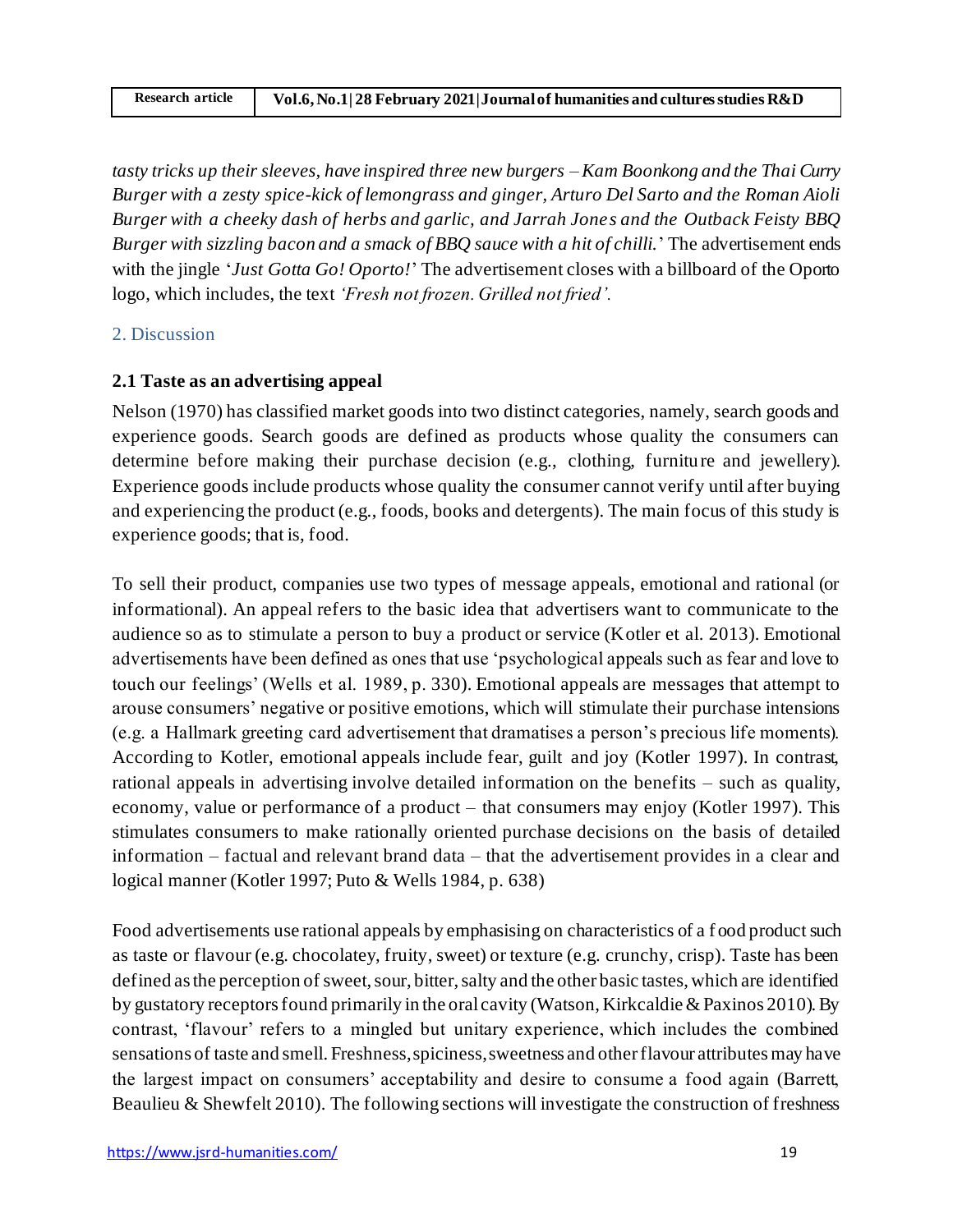*tasty tricks up their sleeves, have inspired three new burgers – Kam Boonkong and the Thai Curry Burger with a zesty spice-kick of lemongrass and ginger, Arturo Del Sarto and the Roman Aioli Burger with a cheeky dash of herbs and garlic, and Jarrah Jones and the Outback Feisty BBQ Burger with sizzling bacon and a smack of BBQ sauce with a hit of chilli.*' The advertisement ends with the jingle '*Just Gotta Go! Oporto!*' The advertisement closes with a billboard of the Oporto logo, which includes, the text *'Fresh not frozen. Grilled not fried'.*

## 2. Discussion

### 2.1 Taste as an advertising appeal

Nelson (1970) has classified market goods into two distinct categories, namely, search goods and experience goods. Search goods are defined as products whose quality the consumers can determine before making their purchase decision (e.g., clothing, furniture and jewellery). Experience goods include products whose quality the consumer cannot verify until after buying and experiencing the product (e.g., foods, books and detergents). The main focus of this study is experience goods; that is, food.

To sell their product, companies use two types of message appeals, emotional and rational (or informational). An appeal refers to the basic idea that advertisers want to communicate to the audience so as to stimulate a person to buy a product or service (Kotler et al. 2013). Emotional advertisements have been defined as ones that use 'psychological appeals such as fear and love to touch our feelings' (Wells et al. 1989, p. 330). Emotional appeals are messages that attempt to arouse consumers' negative or positive emotions, which will stimulate their purchase intensions (e.g. a Hallmark greeting card advertisement that dramatises a person's precious life moments). According to Kotler, emotional appeals include fear, guilt and joy (Kotler 1997). In contrast, rational appeals in advertising involve detailed information on the benefits – such as quality, economy, value or performance of a product – that consumers may enjoy (Kotler 1997). This stimulates consumers to make rationally oriented purchase decisions on the basis of detailed information – factual and relevant brand data – that the advertisement provides in a clear and logical manner (Kotler 1997; Puto & Wells 1984, p. 638)

Food advertisements use rational appeals by emphasising on characteristics of a food product such as taste or flavour (e.g. chocolatey, fruity, sweet) or texture (e.g. crunchy, crisp). Taste has been defined as the perception of sweet, sour, bitter, salty and the other basic tastes, which are identified by gustatory receptors found primarily in the oral cavity (Watson, Kirkcaldie & Paxinos 2010). By contrast, 'flavour' refers to a mingled but unitary experience, which includes the combined sensations of taste and smell. Freshness, spiciness, sweetness and other flavour attributes may have the largest impact on consumers' acceptability and desire to consume a food again (Barrett, Beaulieu & Shewfelt 2010). The following sections will investigate the construction of freshness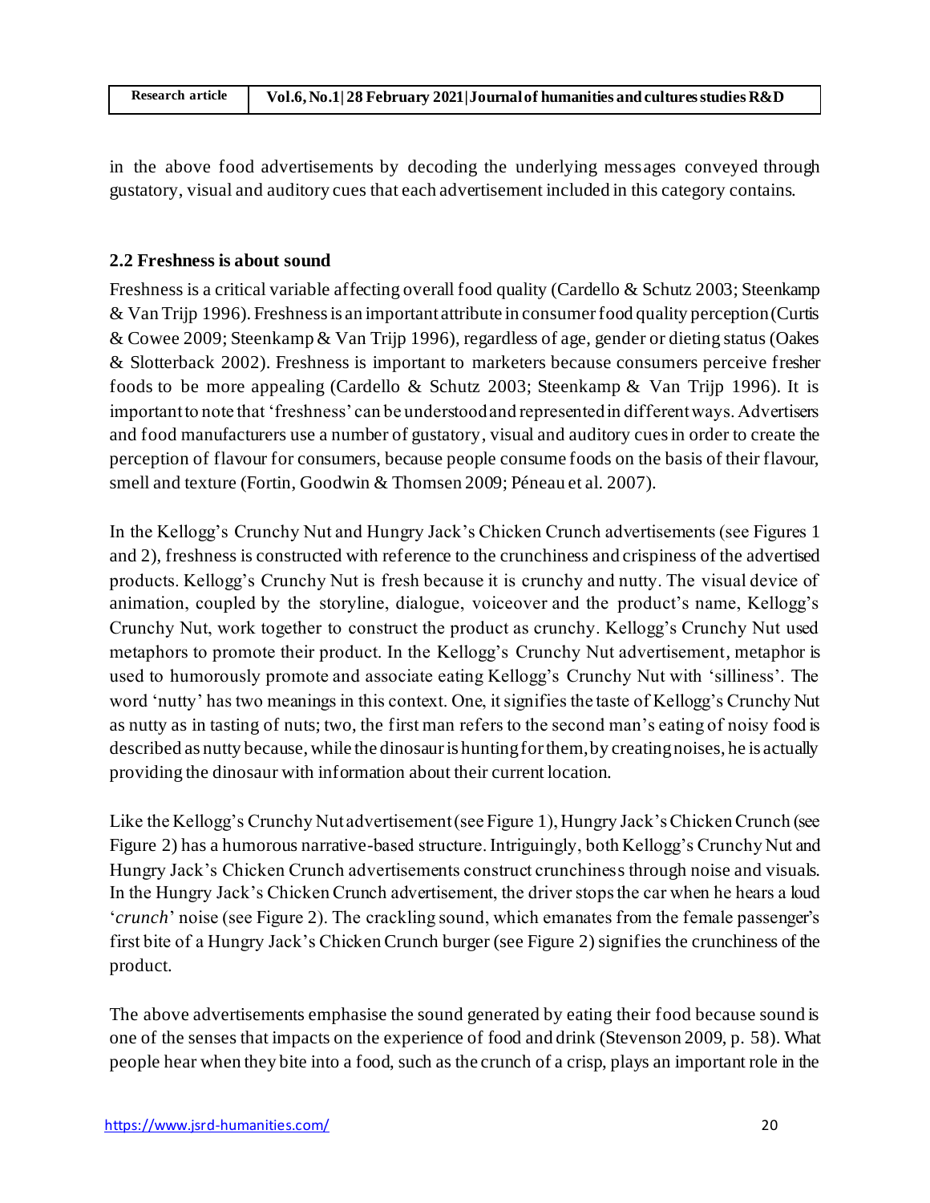in the above food advertisements by decoding the underlying messages conveyed through gustatory, visual and auditory cues that each advertisement included in this category contains.

### 2.2 Freshness is about sound

Freshness is a critical variable affecting overall food quality (Cardello & Schutz 2003; Steenkamp & Van Trijp 1996). Freshness is an important attribute in consumer food quality perception (Curtis & Cowee 2009; Steenkamp & Van Trijp 1996), regardless of age, gender or dieting status (Oakes & Slotterback 2002). Freshness is important to marketers because consumers perceive fresher foods to be more appealing (Cardello & Schutz 2003; Steenkamp & Van Trijp 1996). It is important to note that 'freshness' can be understood and represented in different ways. Advertisers and food manufacturers use a number of gustatory, visual and auditory cues in order to create the perception of flavour for consumers, because people consume foods on the basis of their flavour, smell and texture (Fortin, Goodwin & Thomsen 2009; Péneau et al. 2007).

In the Kellogg's Crunchy Nut and Hungry Jack's Chicken Crunch advertisements (see Figures 1 and 2), freshness is constructed with reference to the crunchiness and crispiness of the advertised products. Kellogg's Crunchy Nut is fresh because it is crunchy and nutty. The visual device of animation, coupled by the storyline, dialogue, voiceover and the product's name, Kellogg's Crunchy Nut, work together to construct the product as crunchy. Kellogg's Crunchy Nut used metaphors to promote their product. In the Kellogg's Crunchy Nut advertisement, metaphor is used to humorously promote and associate eating Kellogg's Crunchy Nut with 'silliness'. The word 'nutty' has two meanings in this context. One, it signifies the taste of Kellogg's Crunchy Nut as nutty as in tasting of nuts; two, the first man refers to the second man's eating of noisy food is described as nutty because, while the dinosaur is hunting for them, by creating noises, he is actually providing the dinosaur with information about their current location.

Like the Kellogg's Crunchy Nut advertisement (see Figure 1), Hungry Jack's Chicken Crunch (see Figure 2) has a humorous narrative-based structure. Intriguingly, both Kellogg's Crunchy Nut and Hungry Jack's Chicken Crunch advertisements construct crunchiness through noise and visuals. In the Hungry Jack's Chicken Crunch advertisement, the driver stops the car when he hears a loud '*crunch*' noise (see Figure 2). The crackling sound, which emanates from the female passenger's first bite of a Hungry Jack's Chicken Crunch burger (see Figure 2) signifies the crunchiness of the product.

The above advertisements emphasise the sound generated by eating their food because sound is one of the senses that impacts on the experience of food and drink (Stevenson 2009, p. 58). What people hear when they bite into a food, such as the crunch of a crisp, plays an important role in the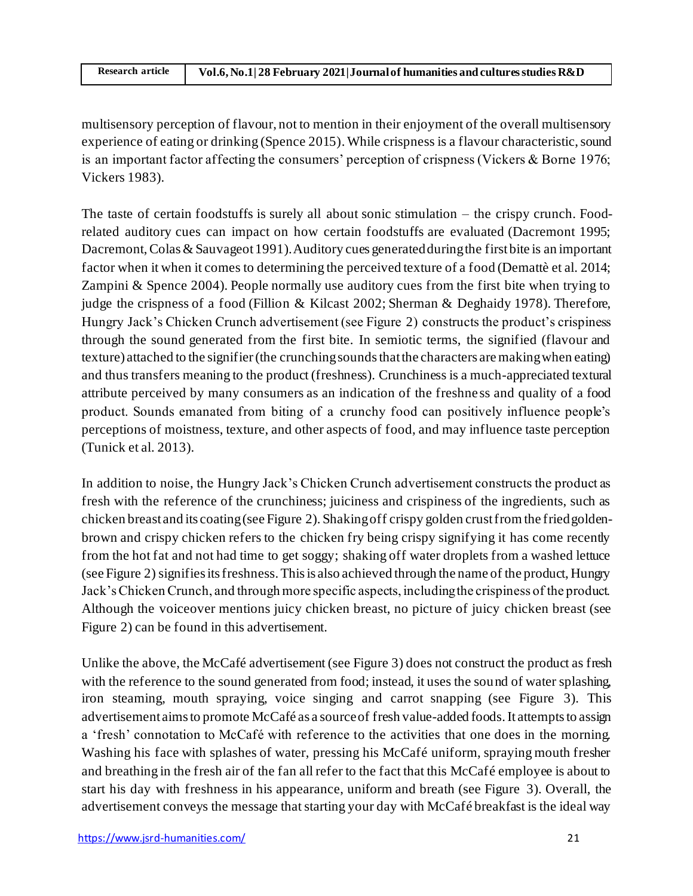multisensory perception of flavour, not to mention in their enjoyment of the overall multisensory experience of eating or drinking (Spence 2015). While crispness is a flavour characteristic, sound is an important factor affecting the consumers' perception of crispness (Vickers & Borne 1976; Vickers 1983).

The taste of certain foodstuffs is surely all about sonic stimulation – the crispy crunch. Food-related auditory cues can impact on how certain foodstuffs are evaluated (Dacremont 1995; Dacremont, Colas & Sauvageot 1991). Auditory cues generated during the first bite is an important factor when it when it comes to determining the perceived texture of a food (Demattè et al. 2014; Zampini & Spence 2004). People normally use auditory cues from the first bite when trying to judge the crispness of a food (Fillion & Kilcast 2002; Sherman & Deghaidy 1978). Therefore, Hungry Jack's Chicken Crunch advertisement (see Figure 2) constructs the product's crispiness through the sound generated from the first bite. In semiotic terms, the signified (flavour and texture) attached to the signifier (the crunching sounds that the characters are making when eating) and thus transfers meaning to the product (freshness). Crunchiness is a much-appreciated textural attribute perceived by many consumers as an indication of the freshness and quality of a food product. Sounds emanated from biting of a crunchy food can positively influence people's perceptions of moistness, texture, and other aspects of food, and may influence taste perception (Tunick et al. 2013).

In addition to noise, the Hungry Jack's Chicken Crunch advertisement constructs the product as fresh with the reference of the crunchiness; juiciness and crispiness of the ingredients, such as chicken breast and its coating (see Figure 2). Shaking off crispy golden crust from the fried golden-brown and crispy chicken refers to the chicken fry being crispy signifying it has come recently from the hot fat and not had time to get soggy; shaking off water droplets from a washed lettuce (see Figure 2) signifies its freshness. This is also achieved through the name of the product, Hungry Jack's Chicken Crunch, and through more specific aspects, including the crispiness of the product. Although the voiceover mentions juicy chicken breast, no picture of juicy chicken breast (see Figure 2) can be found in this advertisement.

Unlike the above, the McCafé advertisement (see Figure 3) does not construct the product as fresh with the reference to the sound generated from food; instead, it uses the sound of water splashing, iron steaming, mouth spraying, voice singing and carrot snapping (see Figure 3). This advertisement aims to promote McCafé as a source of fresh value-added foods. It attempts to assign a 'fresh' connotation to McCafé with reference to the activities that one does in the morning. Washing his face with splashes of water, pressing his McCafé uniform, spraying mouth fresher and breathing in the fresh air of the fan all refer to the fact that this McCafé employee is about to start his day with freshness in his appearance, uniform and breath (see Figure 3). Overall, the advertisement conveys the message that starting your day with McCafé breakfast is the ideal way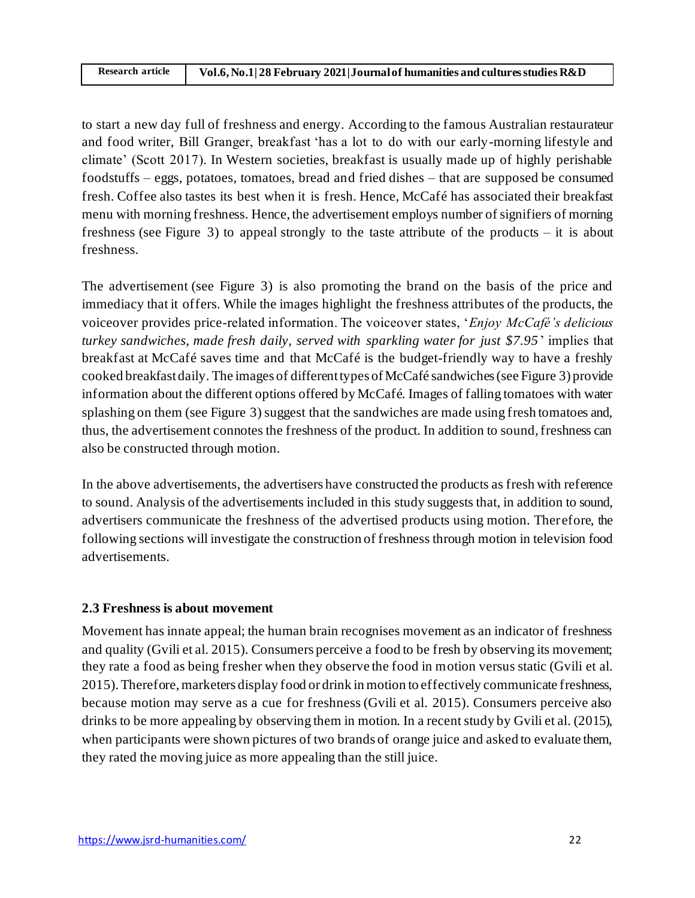to start a new day full of freshness and energy. According to the famous Australian restaurateur and food writer, Bill Granger, breakfast 'has a lot to do with our early-morning lifestyle and climate' (Scott 2017). In Western societies, breakfast is usually made up of highly perishable foodstuffs – eggs, potatoes, tomatoes, bread and fried dishes – that are supposed be consumed fresh. Coffee also tastes its best when it is fresh. Hence, McCafé has associated their breakfast menu with morning freshness. Hence, the advertisement employs number of signifiers of morning freshness (see Figure 3) to appeal strongly to the taste attribute of the products – it is about freshness.

The advertisement (see Figure 3) is also promoting the brand on the basis of the price and immediacy that it offers. While the images highlight the freshness attributes of the products, the voiceover provides price-related information. The voiceover states, '*Enjoy McCafé's delicious turkey sandwiches, made fresh daily, served with sparkling water for just $7.95*' implies that breakfast at McCafé saves time and that McCafé is the budget-friendly way to have a freshly cooked breakfast daily. The images of different types of McCafé sandwiches (see Figure 3) provide information about the different options offered by McCafé. Images of falling tomatoes with water splashing on them (see Figure 3) suggest that the sandwiches are made using fresh tomatoes and, thus, the advertisement connotes the freshness of the product. In addition to sound, freshness can also be constructed through motion.

In the above advertisements, the advertisers have constructed the products as fresh with reference to sound. Analysis of the advertisements included in this study suggests that, in addition to sound, advertisers communicate the freshness of the advertised products using motion. Therefore, the following sections will investigate the construction of freshness through motion in television food advertisements.

### 2.3 Freshness is about movement

Movement has innate appeal; the human brain recognises movement as an indicator of freshness and quality (Gvili et al. 2015). Consumers perceive a food to be fresh by observing its movement; they rate a food as being fresher when they observe the food in motion versus static (Gvili et al. 2015). Therefore, marketers display food or drink in motion to effectively communicate freshness, because motion may serve as a cue for freshness (Gvili et al. 2015). Consumers perceive also drinks to be more appealing by observing them in motion. In a recent study by Gvili et al. (2015), when participants were shown pictures of two brands of orange juice and asked to evaluate them, they rated the moving juice as more appealing than the still juice.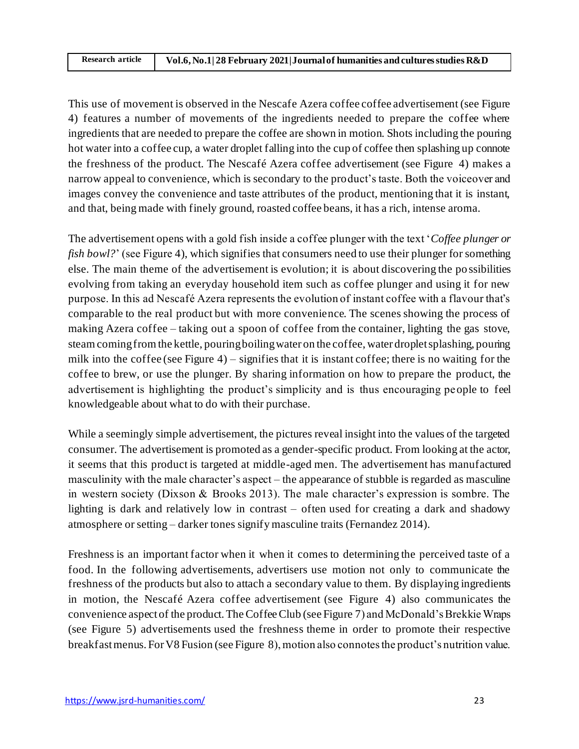This use of movement is observed in the Nescafe Azera coffee coffee advertisement (see Figure 4) features a number of movements of the ingredients needed to prepare the coffee where ingredients that are needed to prepare the coffee are shown in motion. Shots including the pouring hot water into a coffee cup, a water droplet falling into the cup of coffee then splashing up connote the freshness of the product. The Nescafé Azera coffee advertisement (see Figure 4) makes a narrow appeal to convenience, which is secondary to the product's taste. Both the voiceover and images convey the convenience and taste attributes of the product, mentioning that it is instant, and that, being made with finely ground, roasted coffee beans, it has a rich, intense aroma.

The advertisement opens with a gold fish inside a coffee plunger with the text '*Coffee plunger or fish bowl?*' (see Figure 4), which signifies that consumers need to use their plunger for something else. The main theme of the advertisement is evolution; it is about discovering the possibilities evolving from taking an everyday household item such as coffee plunger and using it for new purpose. In this ad Nescafé Azera represents the evolution of instant coffee with a flavour that's comparable to the real product but with more convenience. The scenes showing the process of making Azera coffee – taking out a spoon of coffee from the container, lighting the gas stove, steam coming from the kettle, pouring boiling water on the coffee, water droplet splashing, pouring milk into the coffee (see Figure 4) – signifies that it is instant coffee; there is no waiting for the coffee to brew, or use the plunger. By sharing information on how to prepare the product, the advertisement is highlighting the product's simplicity and is thus encouraging people to feel knowledgeable about what to do with their purchase.

While a seemingly simple advertisement, the pictures reveal insight into the values of the targeted consumer. The advertisement is promoted as a gender-specific product. From looking at the actor, it seems that this product is targeted at middle-aged men. The advertisement has manufactured masculinity with the male character's aspect – the appearance of stubble is regarded as masculine in western society (Dixson & Brooks 2013). The male character's expression is sombre. The lighting is dark and relatively low in contrast – often used for creating a dark and shadowy atmosphere or setting – darker tones signify masculine traits (Fernandez 2014).

Freshness is an important factor when it when it comes to determining the perceived taste of a food. In the following advertisements, advertisers use motion not only to communicate the freshness of the products but also to attach a secondary value to them. By displaying ingredients in motion, the Nescafé Azera coffee advertisement (see Figure 4) also communicates the convenience aspect of the product. The Coffee Club (see Figure 7) and McDonald's Brekkie Wraps (see Figure 5) advertisements used the freshness theme in order to promote their respective breakfast menus. For V8 Fusion (see Figure 8), motion also connotes the product's nutrition value.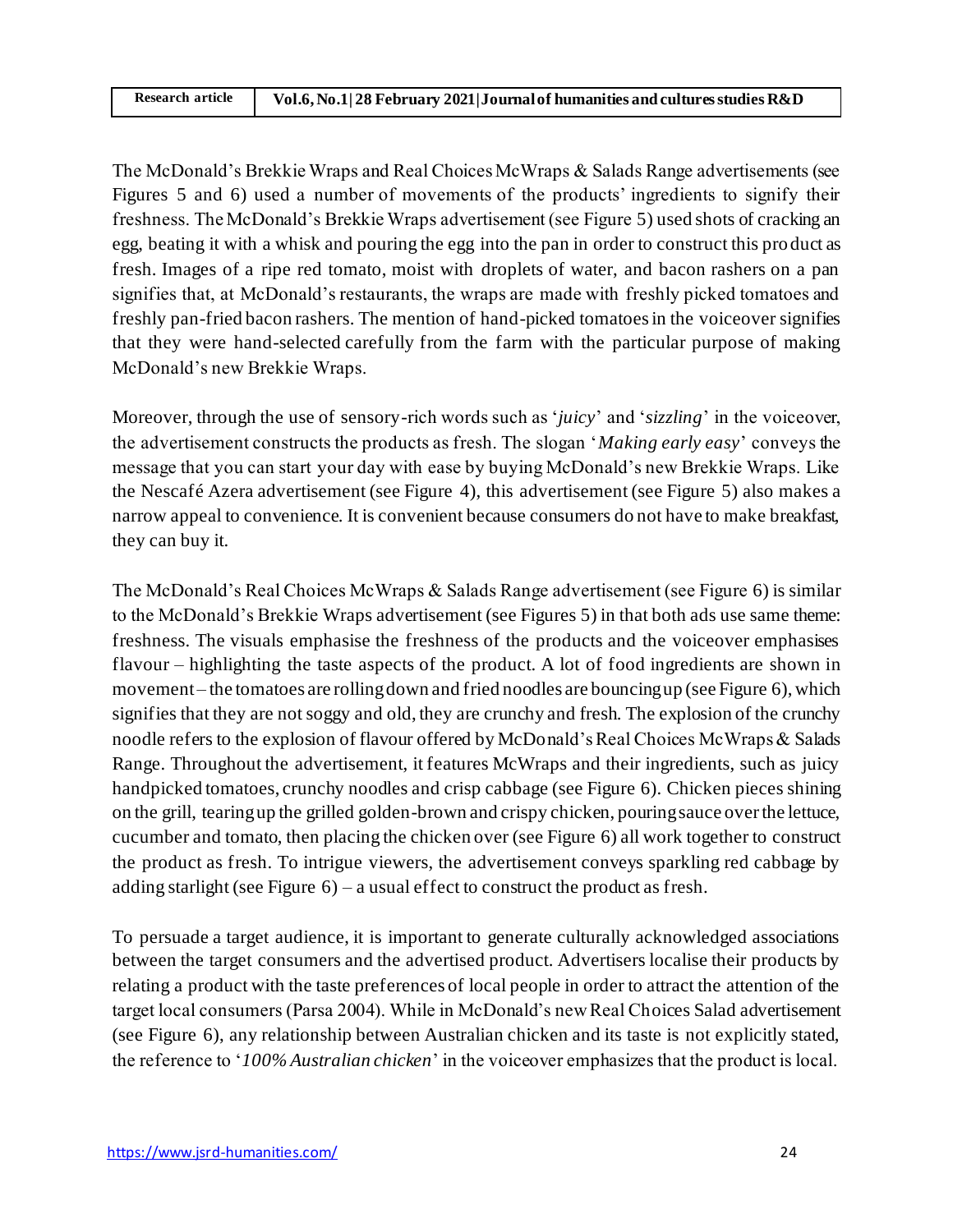The McDonald's Brekkie Wraps and Real Choices McWraps & Salads Range advertisements (see Figures 5 and 6) used a number of movements of the products' ingredients to signify their freshness. The McDonald's Brekkie Wraps advertisement (see Figure 5) used shots of cracking an egg, beating it with a whisk and pouring the egg into the pan in order to construct this product as fresh. Images of a ripe red tomato, moist with droplets of water, and bacon rashers on a pan signifies that, at McDonald's restaurants, the wraps are made with freshly picked tomatoes and freshly pan-fried bacon rashers. The mention of hand-picked tomatoes in the voiceover signifies that they were hand-selected carefully from the farm with the particular purpose of making McDonald's new Brekkie Wraps.

Moreover, through the use of sensory-rich words such as '*juicy*' and '*sizzling*' in the voiceover, the advertisement constructs the products as fresh. The slogan '*Making early easy*' conveys the message that you can start your day with ease by buying McDonald's new Brekkie Wraps. Like the Nescafé Azera advertisement (see Figure 4), this advertisement (see Figure 5) also makes a narrow appeal to convenience. It is convenient because consumers do not have to make breakfast, they can buy it.

The McDonald's Real Choices McWraps & Salads Range advertisement (see Figure 6) is similar to the McDonald's Brekkie Wraps advertisement (see Figures 5) in that both ads use same theme: freshness. The visuals emphasise the freshness of the products and the voiceover emphasises flavour – highlighting the taste aspects of the product. A lot of food ingredients are shown in movement – the tomatoes are rolling down and fried noodles are bouncing up (see Figure 6), which signifies that they are not soggy and old, they are crunchy and fresh. The explosion of the crunchy noodle refers to the explosion of flavour offered by McDonald's Real Choices McWraps & Salads Range. Throughout the advertisement, it features McWraps and their ingredients, such as juicy handpicked tomatoes, crunchy noodles and crisp cabbage (see Figure 6). Chicken pieces shining on the grill, tearing up the grilled golden-brown and crispy chicken, pouring sauce over the lettuce, cucumber and tomato, then placing the chicken over (see Figure 6) all work together to construct the product as fresh. To intrigue viewers, the advertisement conveys sparkling red cabbage by adding starlight (see Figure 6) – a usual effect to construct the product as fresh.

To persuade a target audience, it is important to generate culturally acknowledged associations between the target consumers and the advertised product. Advertisers localise their products by relating a product with the taste preferences of local people in order to attract the attention of the target local consumers (Parsa 2004). While in McDonald's new Real Choices Salad advertisement (see Figure 6), any relationship between Australian chicken and its taste is not explicitly stated, the reference to '*100% Australian chicken*' in the voiceover emphasizes that the product is local.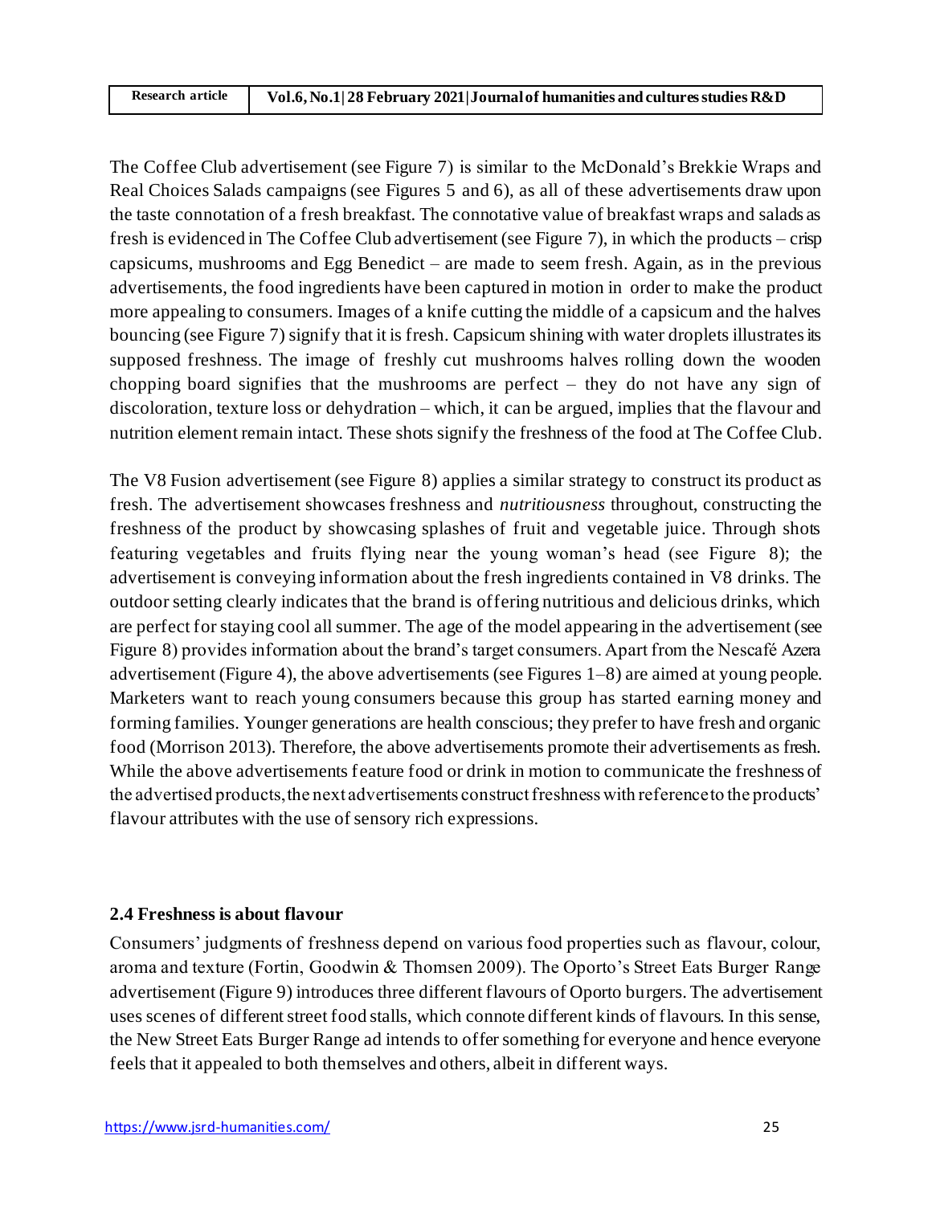The Coffee Club advertisement (see Figure 7) is similar to the McDonald's Brekkie Wraps and Real Choices Salads campaigns (see Figures 5 and 6), as all of these advertisements draw upon the taste connotation of a fresh breakfast. The connotative value of breakfast wraps and salads as fresh is evidenced in The Coffee Club advertisement (see Figure 7), in which the products – crisp capsicums, mushrooms and Egg Benedict – are made to seem fresh. Again, as in the previous advertisements, the food ingredients have been captured in motion in order to make the product more appealing to consumers. Images of a knife cutting the middle of a capsicum and the halves bouncing (see Figure 7) signify that it is fresh. Capsicum shining with water droplets illustrates its supposed freshness. The image of freshly cut mushrooms halves rolling down the wooden chopping board signifies that the mushrooms are perfect – they do not have any sign of discoloration, texture loss or dehydration – which, it can be argued, implies that the flavour and nutrition element remain intact. These shots signify the freshness of the food at The Coffee Club.

The V8 Fusion advertisement (see Figure 8) applies a similar strategy to construct its product as fresh. The advertisement showcases freshness and *nutritiousness* throughout, constructing the freshness of the product by showcasing splashes of fruit and vegetable juice. Through shots featuring vegetables and fruits flying near the young woman's head (see Figure 8); the advertisement is conveying information about the fresh ingredients contained in V8 drinks. The outdoor setting clearly indicates that the brand is offering nutritious and delicious drinks, which are perfect for staying cool all summer. The age of the model appearing in the advertisement (see Figure 8) provides information about the brand's target consumers. Apart from the Nescafé Azera advertisement (Figure 4), the above advertisements (see Figures 1–8) are aimed at young people. Marketers want to reach young consumers because this group has started earning money and forming families. Younger generations are health conscious; they prefer to have fresh and organic food (Morrison 2013). Therefore, the above advertisements promote their advertisements as fresh. While the above advertisements feature food or drink in motion to communicate the freshness of the advertised products, the next advertisements construct freshness with reference to the products' flavour attributes with the use of sensory rich expressions.

### 2.4 Freshness is about flavour

Consumers' judgments of freshness depend on various food properties such as flavour, colour, aroma and texture (Fortin, Goodwin & Thomsen 2009). The Oporto's Street Eats Burger Range advertisement (Figure 9) introduces three different flavours of Oporto burgers. The advertisement uses scenes of different street food stalls, which connote different kinds of flavours. In this sense, the New Street Eats Burger Range ad intends to offer something for everyone and hence everyone feels that it appealed to both themselves and others, albeit in different ways.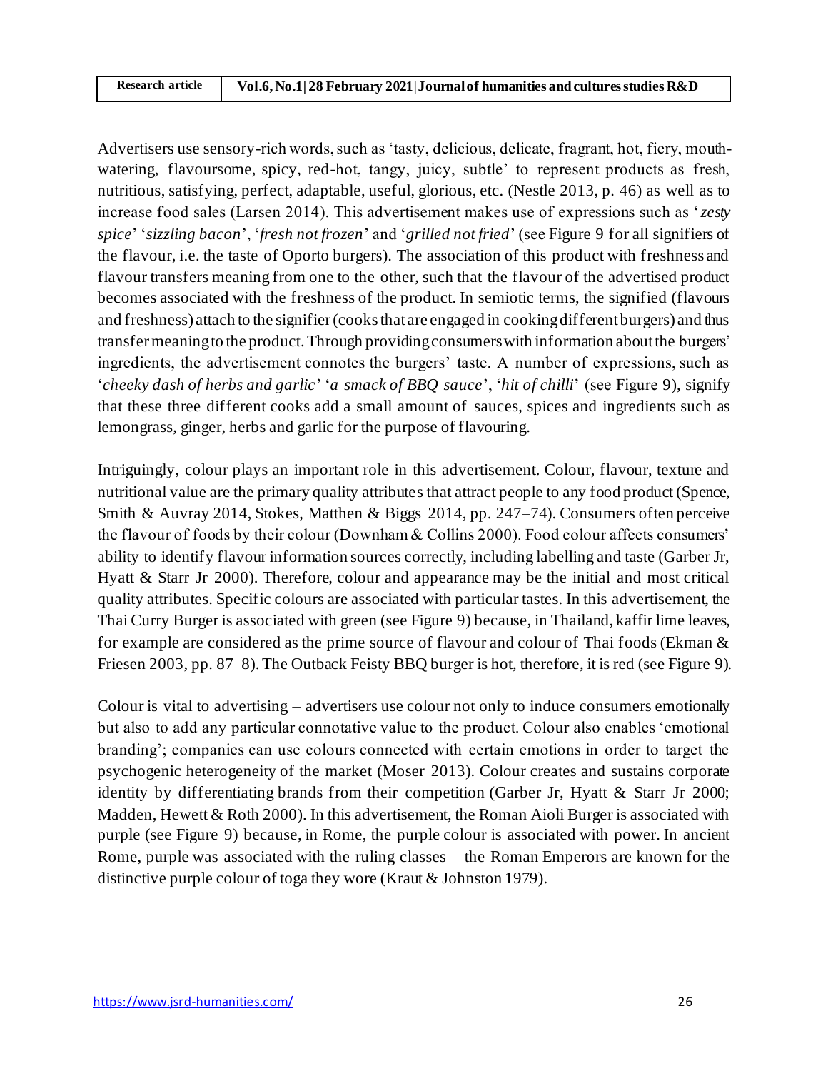Advertisers use sensory-rich words, such as 'tasty, delicious, delicate, fragrant, hot, fiery, mouth-watering, flavoursome, spicy, red-hot, tangy, juicy, subtle' to represent products as fresh, nutritious, satisfying, perfect, adaptable, useful, glorious, etc. (Nestle 2013, p. 46) as well as to increase food sales (Larsen 2014). This advertisement makes use of expressions such as '*zesty spice*' '*sizzling bacon*', '*fresh not frozen*' and '*grilled not fried*' (see Figure 9 for all signifiers of the flavour, i.e. the taste of Oporto burgers). The association of this product with freshness and flavour transfers meaning from one to the other, such that the flavour of the advertised product becomes associated with the freshness of the product. In semiotic terms, the signified (flavours and freshness) attach to the signifier (cooks that are engaged in cooking different burgers) and thus transfer meaning to the product. Through providing consumers with information about the burgers' ingredients, the advertisement connotes the burgers' taste. A number of expressions, such as '*cheeky dash of herbs and garlic*' '*a smack of BBQ sauce*', '*hit of chilli*' (see Figure 9), signify that these three different cooks add a small amount of sauces, spices and ingredients such as lemongrass, ginger, herbs and garlic for the purpose of flavouring.

Intriguingly, colour plays an important role in this advertisement. Colour, flavour, texture and nutritional value are the primary quality attributes that attract people to any food product (Spence, Smith & Auvray 2014, Stokes, Matthen & Biggs 2014, pp. 247–74). Consumers often perceive the flavour of foods by their colour (Downham & Collins 2000). Food colour affects consumers' ability to identify flavour information sources correctly, including labelling and taste (Garber Jr, Hyatt & Starr Jr 2000). Therefore, colour and appearance may be the initial and most critical quality attributes. Specific colours are associated with particular tastes. In this advertisement, the Thai Curry Burger is associated with green (see Figure 9) because, in Thailand, kaffir lime leaves, for example are considered as the prime source of flavour and colour of Thai foods (Ekman & Friesen 2003, pp. 87–8). The Outback Feisty BBQ burger is hot, therefore, it is red (see Figure 9).

Colour is vital to advertising – advertisers use colour not only to induce consumers emotionally but also to add any particular connotative value to the product. Colour also enables 'emotional branding'; companies can use colours connected with certain emotions in order to target the psychogenic heterogeneity of the market (Moser 2013). Colour creates and sustains corporate identity by differentiating brands from their competition (Garber Jr, Hyatt & Starr Jr 2000; Madden, Hewett & Roth 2000). In this advertisement, the Roman Aioli Burger is associated with purple (see Figure 9) because, in Rome, the purple colour is associated with power. In ancient Rome, purple was associated with the ruling classes – the Roman Emperors are known for the distinctive purple colour of toga they wore (Kraut & Johnston 1979).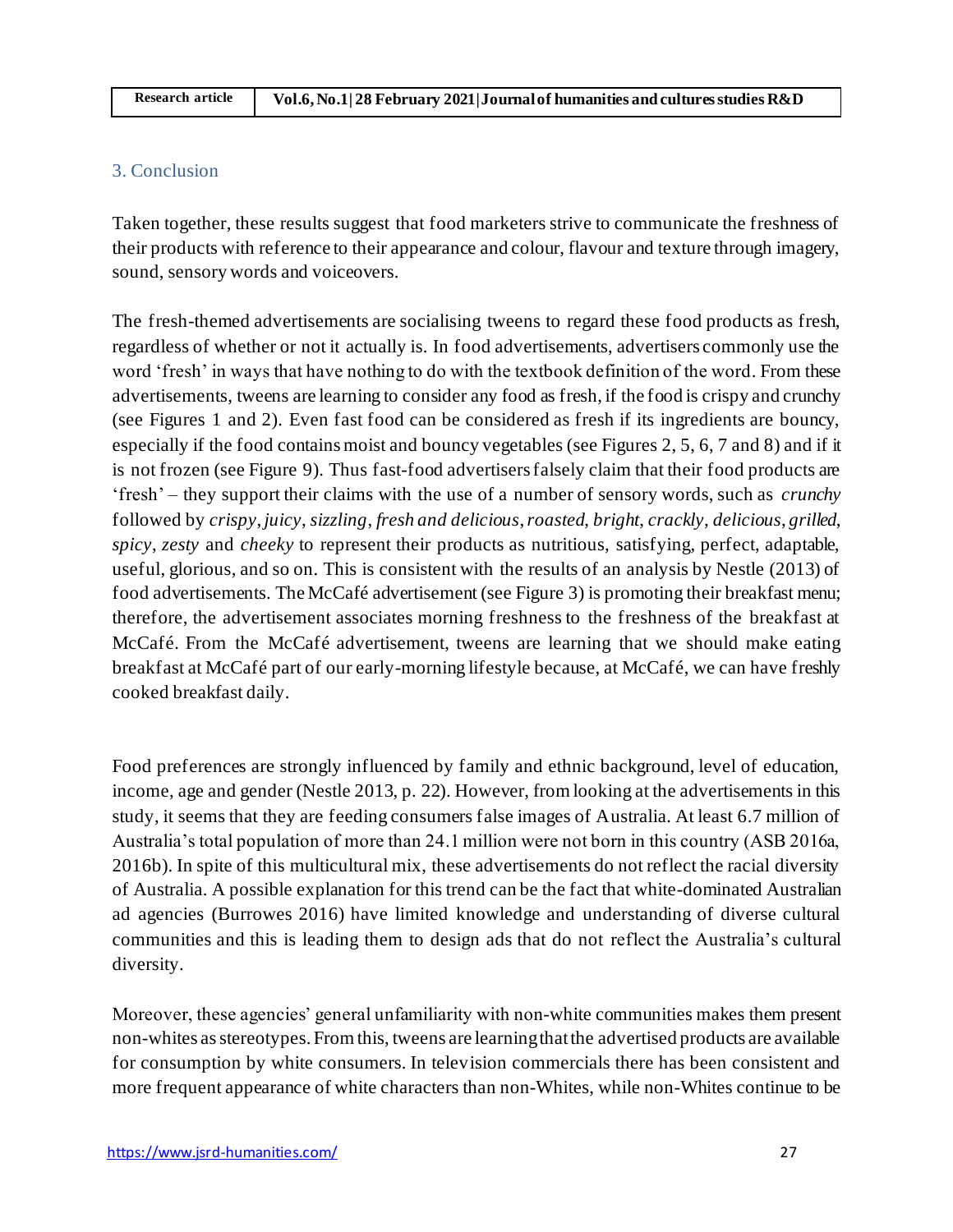## 3. Conclusion

Taken together, these results suggest that food marketers strive to communicate the freshness of their products with reference to their appearance and colour, flavour and texture through imagery, sound, sensory words and voiceovers.

The fresh-themed advertisements are socialising tweens to regard these food products as fresh, regardless of whether or not it actually is. In food advertisements, advertisers commonly use the word 'fresh' in ways that have nothing to do with the textbook definition of the word. From these advertisements, tweens are learning to consider any food as fresh, if the food is crispy and crunchy (see Figures 1 and 2). Even fast food can be considered as fresh if its ingredients are bouncy, especially if the food contains moist and bouncy vegetables (see Figures 2, 5, 6, 7 and 8) and if it is not frozen (see Figure 9). Thus fast-food advertisers falsely claim that their food products are 'fresh' – they support their claims with the use of a number of sensory words, such as *crunchy* followed by *crispy*, *juicy*, *sizzling*, *fresh and delicious*, *roasted*, *bright*, *crackly*, *delicious*, *grilled*, *spicy*, *zesty* and *cheeky* to represent their products as nutritious, satisfying, perfect, adaptable, useful, glorious, and so on. This is consistent with the results of an analysis by Nestle (2013) of food advertisements. The McCafé advertisement (see Figure 3) is promoting their breakfast menu; therefore, the advertisement associates morning freshness to the freshness of the breakfast at McCafé. From the McCafé advertisement, tweens are learning that we should make eating breakfast at McCafé part of our early-morning lifestyle because, at McCafé, we can have freshly cooked breakfast daily.

Food preferences are strongly influenced by family and ethnic background, level of education, income, age and gender (Nestle 2013, p. 22). However, from looking at the advertisements in this study, it seems that they are feeding consumers false images of Australia. At least 6.7 million of Australia's total population of more than 24.1 million were not born in this country (ASB 2016a, 2016b). In spite of this multicultural mix, these advertisements do not reflect the racial diversity of Australia. A possible explanation for this trend can be the fact that white-dominated Australian ad agencies (Burrowes 2016) have limited knowledge and understanding of diverse cultural communities and this is leading them to design ads that do not reflect the Australia's cultural diversity.

Moreover, these agencies' general unfamiliarity with non-white communities makes them present non-whites as stereotypes. From this, tweens are learning that the advertised products are available for consumption by white consumers. In television commercials there has been consistent and more frequent appearance of white characters than non-Whites, while non-Whites continue to be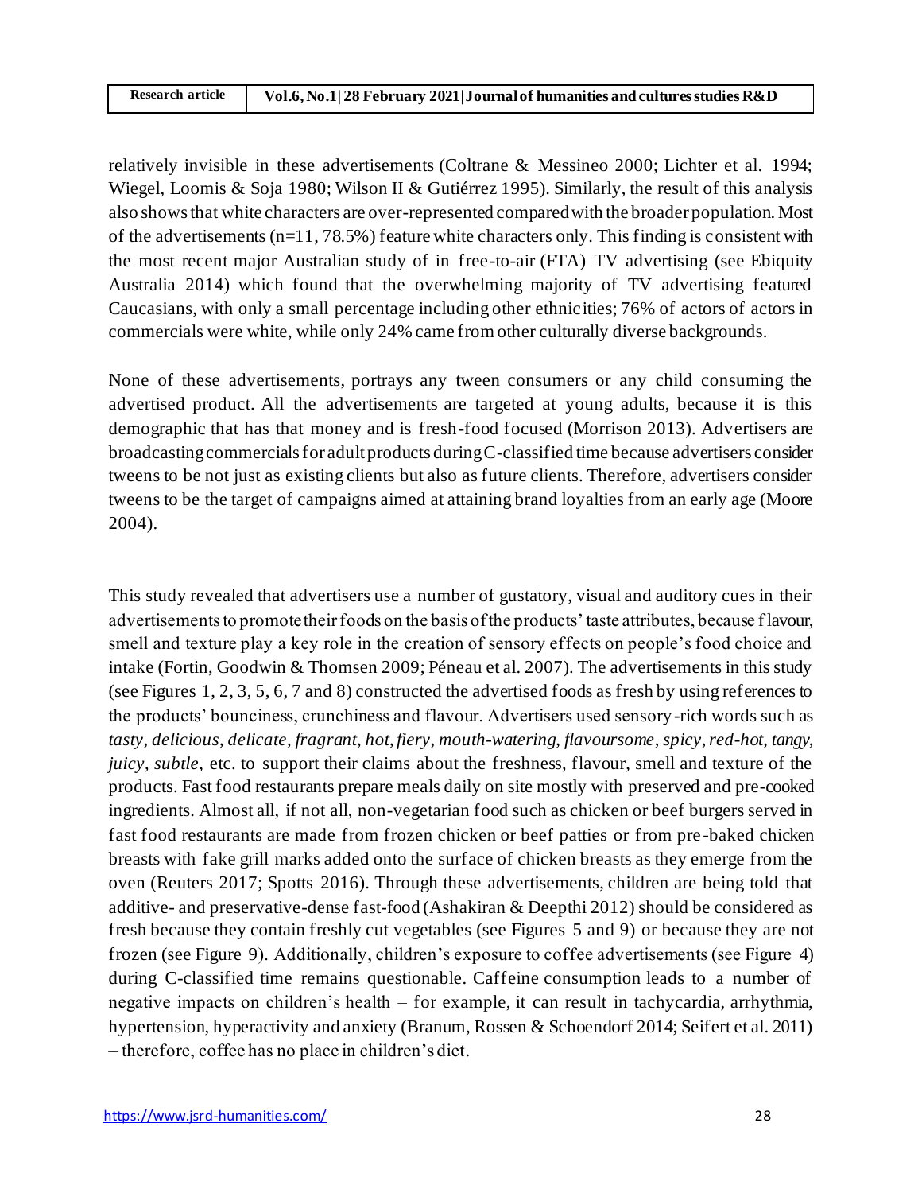relatively invisible in these advertisements (Coltrane & Messineo 2000; Lichter et al. 1994; Wiegel, Loomis & Soja 1980; Wilson II & Gutiérrez 1995). Similarly, the result of this analysis also shows that white characters are over-represented compared with the broader population. Most of the advertisements (n=11, 78.5%) feature white characters only. This finding is consistent with the most recent major Australian study of in free-to-air (FTA) TV advertising (see Ebiquity Australia 2014) which found that the overwhelming majority of TV advertising featured Caucasians, with only a small percentage including other ethnicities; 76% of actors of actors in commercials were white, while only 24% came from other culturally diverse backgrounds.

None of these advertisements, portrays any tween consumers or any child consuming the advertised product. All the advertisements are targeted at young adults, because it is this demographic that has that money and is fresh-food focused (Morrison 2013). Advertisers are broadcasting commercials for adult products during C-classified time because advertisers consider tweens to be not just as existing clients but also as future clients. Therefore, advertisers consider tweens to be the target of campaigns aimed at attaining brand loyalties from an early age (Moore 2004).

This study revealed that advertisers use a number of gustatory, visual and auditory cues in their advertisements to promote their foods on the basis of the products' taste attributes, because flavour, smell and texture play a key role in the creation of sensory effects on people's food choice and intake (Fortin, Goodwin & Thomsen 2009; Péneau et al. 2007). The advertisements in this study (see Figures 1, 2, 3, 5, 6, 7 and 8) constructed the advertised foods as fresh by using references to the products' bounciness, crunchiness and flavour. Advertisers used sensory-rich words such as *tasty*, *delicious*, *delicate*, *fragrant*, *hot*, *fiery*, *mouth-watering*, *flavoursome*, *spicy*, *red-hot*, *tangy*, *juicy*, *subtle*, etc. to support their claims about the freshness, flavour, smell and texture of the products. Fast food restaurants prepare meals daily on site mostly with preserved and pre-cooked ingredients. Almost all, if not all, non-vegetarian food such as chicken or beef burgers served in fast food restaurants are made from frozen chicken or beef patties or from pre-baked chicken breasts with fake grill marks added onto the surface of chicken breasts as they emerge from the oven (Reuters 2017; Spotts 2016). Through these advertisements, children are being told that additive- and preservative-dense fast-food (Ashakiran & Deepthi 2012) should be considered as fresh because they contain freshly cut vegetables (see Figures 5 and 9) or because they are not frozen (see Figure 9). Additionally, children's exposure to coffee advertisements (see Figure 4) during C-classified time remains questionable. Caffeine consumption leads to a number of negative impacts on children's health – for example, it can result in tachycardia, arrhythmia, hypertension, hyperactivity and anxiety (Branum, Rossen & Schoendorf 2014; Seifert et al. 2011) – therefore, coffee has no place in children's diet.